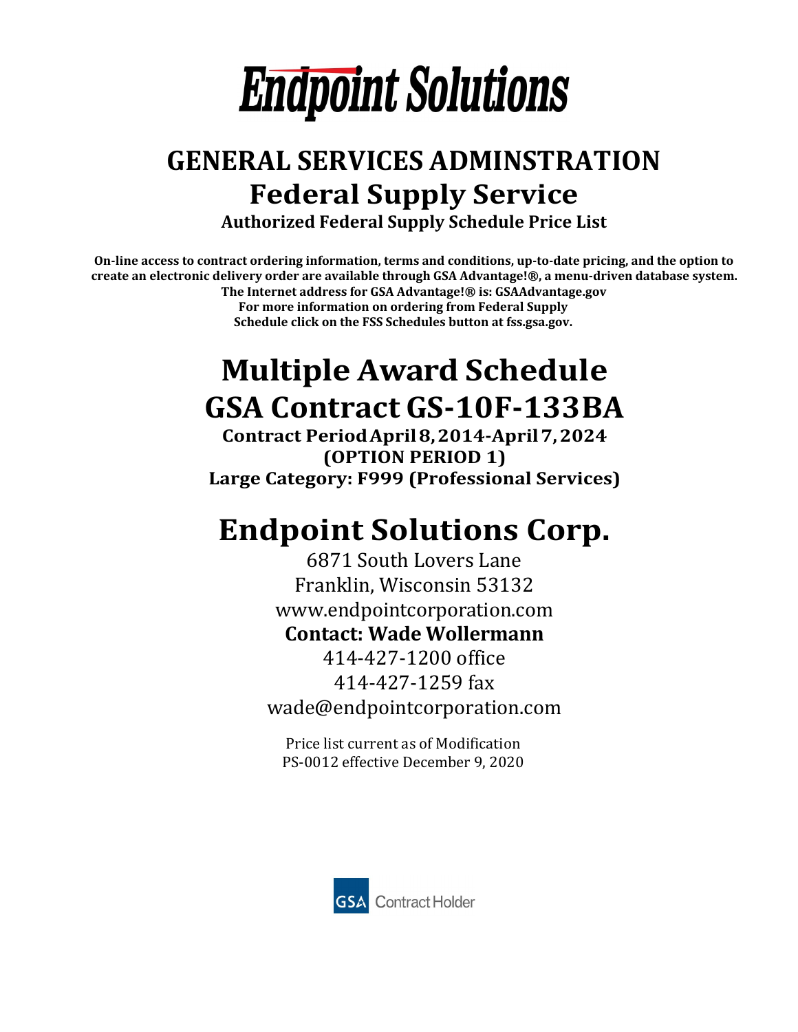# Endpoint Solutions

## GENERAL SERVICES ADMINSTRATION
## Federal Supply Service

**Authorized Federal Supply Schedule Price List**

**On-line access to contract ordering information, terms and conditions, up-to-date pricing, and the option to create an electronic delivery order are available through GSA Advantage!®, a menu-driven database system. The Internet address for GSA Advantage!® is: GSAAdvantage.gov For more information on ordering from Federal Supply Schedule click on the FSS Schedules button at fss.gsa.gov.**

# Multiple Award Schedule
# GSA Contract GS-10F-133BA

**Contract Period April 8, 2014-April 7, 2024**
**(OPTION PERIOD 1)**
**Large Category: F999 (Professional Services)**

# Endpoint Solutions Corp.

6871 South Lovers Lane
Franklin, Wisconsin 53132
www.endpointcorporation.com
**Contact: Wade Wollermann**
414-427-1200 office
414-427-1259 fax
wade@endpointcorporation.com

Price list current as of Modification
PS-0012 effective December 9, 2020

GSA Contract Holder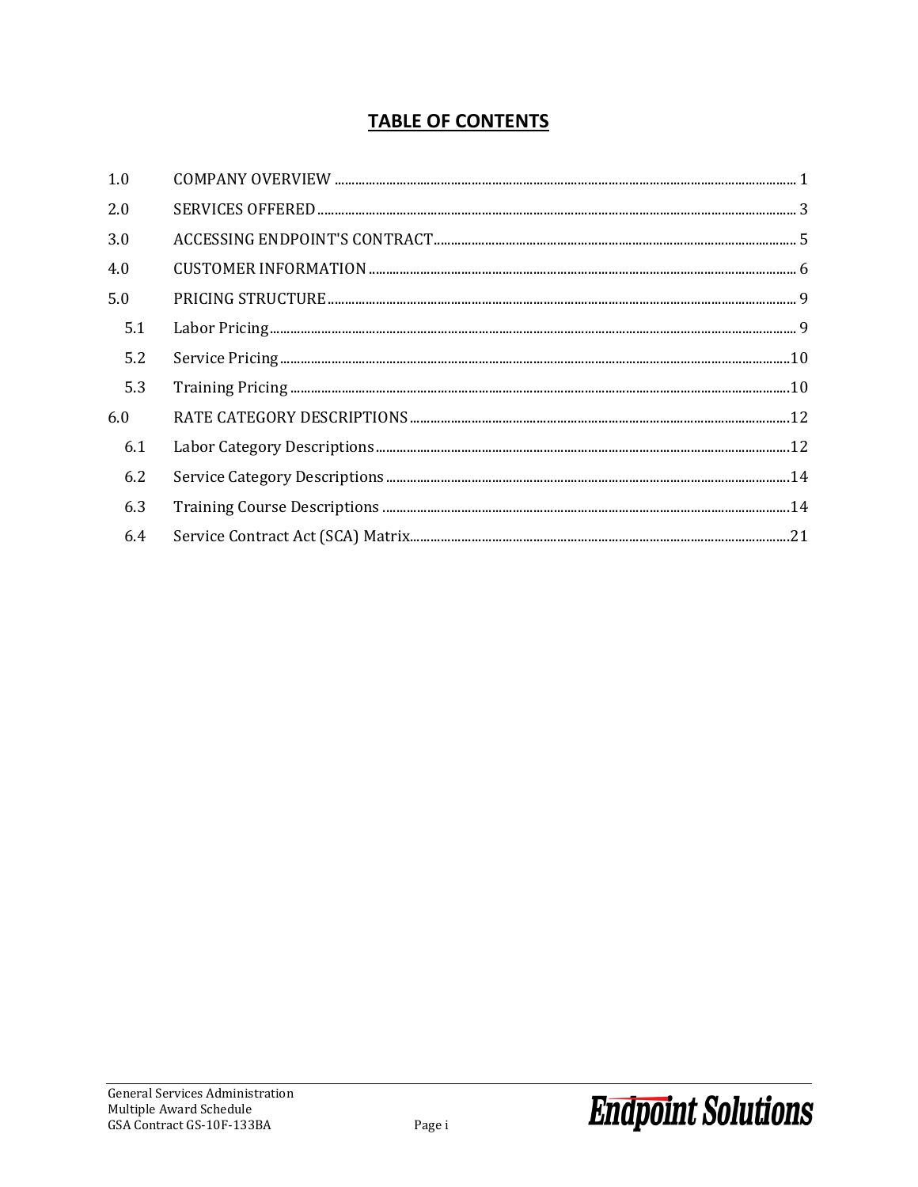## TABLE OF CONTENTS

| | | |
|---|---|---|
| 1.0 | COMPANY OVERVIEW | 1 |
| 2.0 | SERVICES OFFERED | 3 |
| 3.0 | ACCESSING ENDPOINT'S CONTRACT | 5 |
| 4.0 | CUSTOMER INFORMATION | 6 |
| 5.0 | PRICING STRUCTURE | 9 |
| 5.1 | Labor Pricing | 9 |
| 5.2 | Service Pricing | 10 |
| 5.3 | Training Pricing | 10 |
| 6.0 | RATE CATEGORY DESCRIPTIONS | 12 |
| 6.1 | Labor Category Descriptions | 12 |
| 6.2 | Service Category Descriptions | 14 |
| 6.3 | Training Course Descriptions | 14 |
| 6.4 | Service Contract Act (SCA) Matrix | 21 |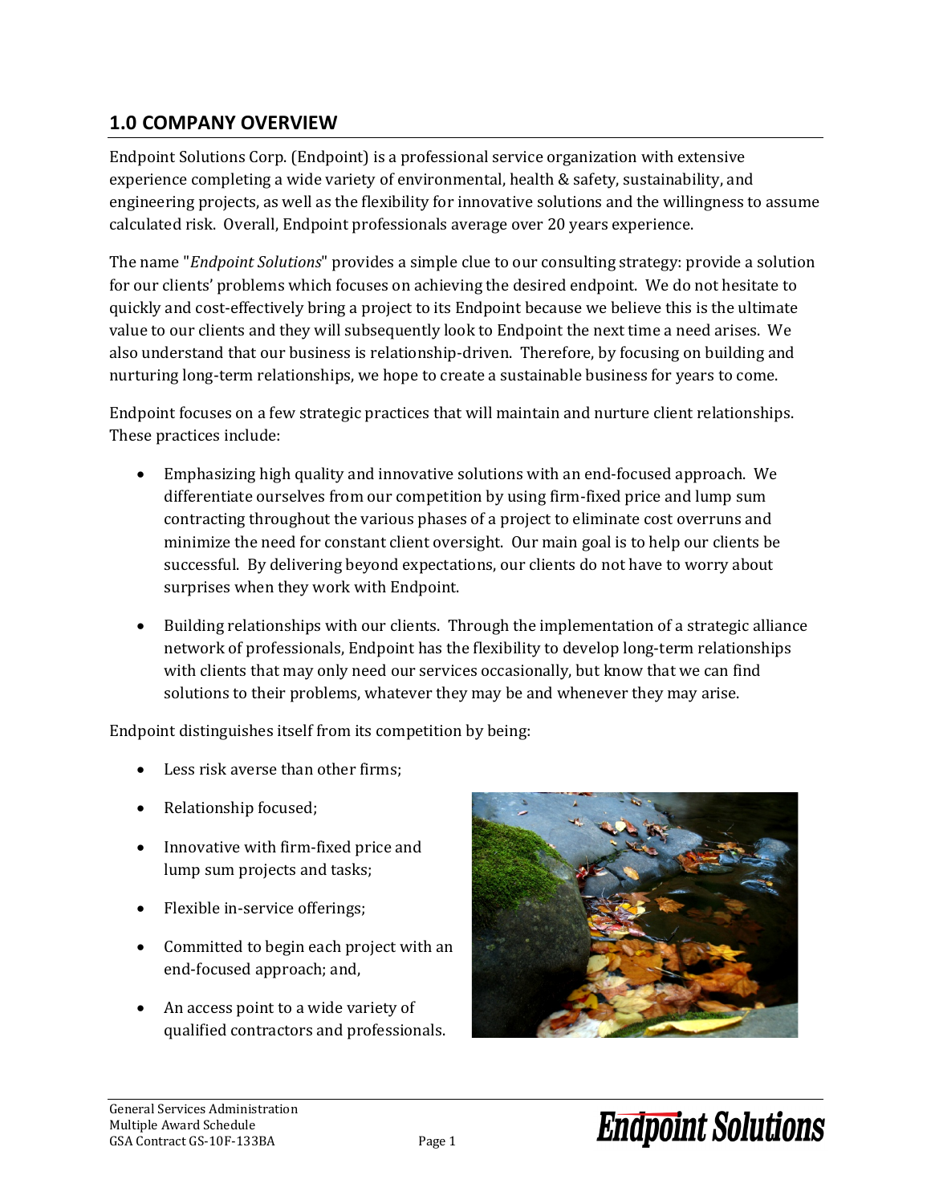## 1.0 COMPANY OVERVIEW

Endpoint Solutions Corp. (Endpoint) is a professional service organization with extensive experience completing a wide variety of environmental, health & safety, sustainability, and engineering projects, as well as the flexibility for innovative solutions and the willingness to assume calculated risk. Overall, Endpoint professionals average over 20 years experience.

The name "*Endpoint Solutions*" provides a simple clue to our consulting strategy: provide a solution for our clients' problems which focuses on achieving the desired endpoint. We do not hesitate to quickly and cost-effectively bring a project to its Endpoint because we believe this is the ultimate value to our clients and they will subsequently look to Endpoint the next time a need arises. We also understand that our business is relationship-driven. Therefore, by focusing on building and nurturing long-term relationships, we hope to create a sustainable business for years to come.

Endpoint focuses on a few strategic practices that will maintain and nurture client relationships. These practices include:

- Emphasizing high quality and innovative solutions with an end-focused approach. We differentiate ourselves from our competition by using firm-fixed price and lump sum contracting throughout the various phases of a project to eliminate cost overruns and minimize the need for constant client oversight. Our main goal is to help our clients be successful. By delivering beyond expectations, our clients do not have to worry about surprises when they work with Endpoint.
- Building relationships with our clients. Through the implementation of a strategic alliance network of professionals, Endpoint has the flexibility to develop long-term relationships with clients that may only need our services occasionally, but know that we can find solutions to their problems, whatever they may be and whenever they may arise.

Endpoint distinguishes itself from its competition by being:

- Less risk averse than other firms;
- Relationship focused;
- Innovative with firm-fixed price and lump sum projects and tasks;
- Flexible in-service offerings;
- Committed to begin each project with an end-focused approach; and,
- An access point to a wide variety of qualified contractors and professionals.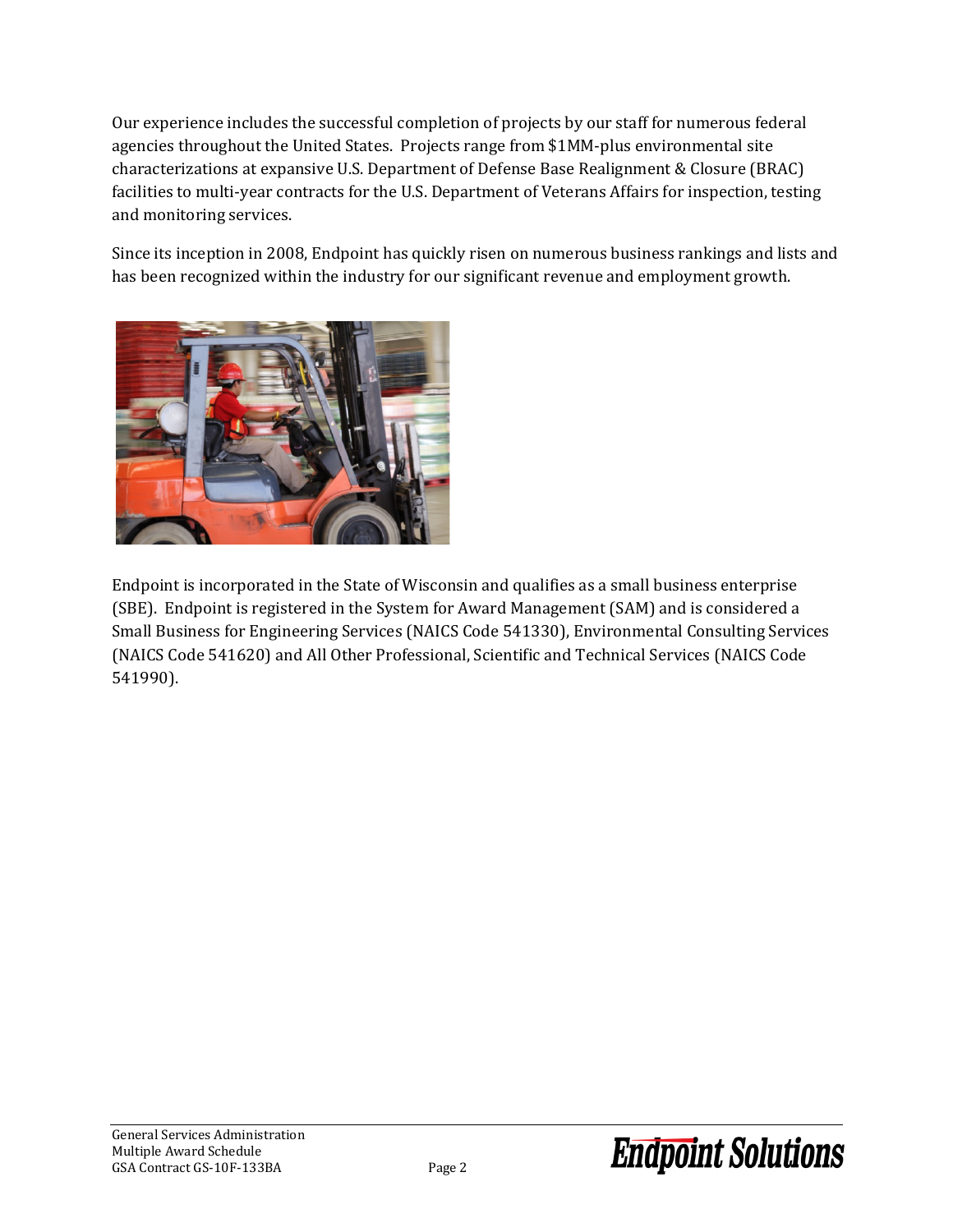Our experience includes the successful completion of projects by our staff for numerous federal agencies throughout the United States. Projects range from $1MM-plus environmental site characterizations at expansive U.S. Department of Defense Base Realignment & Closure (BRAC) facilities to multi-year contracts for the U.S. Department of Veterans Affairs for inspection, testing and monitoring services.

Since its inception in 2008, Endpoint has quickly risen on numerous business rankings and lists and has been recognized within the industry for our significant revenue and employment growth.

Endpoint is incorporated in the State of Wisconsin and qualifies as a small business enterprise (SBE). Endpoint is registered in the System for Award Management (SAM) and is considered a Small Business for Engineering Services (NAICS Code 541330), Environmental Consulting Services (NAICS Code 541620) and All Other Professional, Scientific and Technical Services (NAICS Code 541990).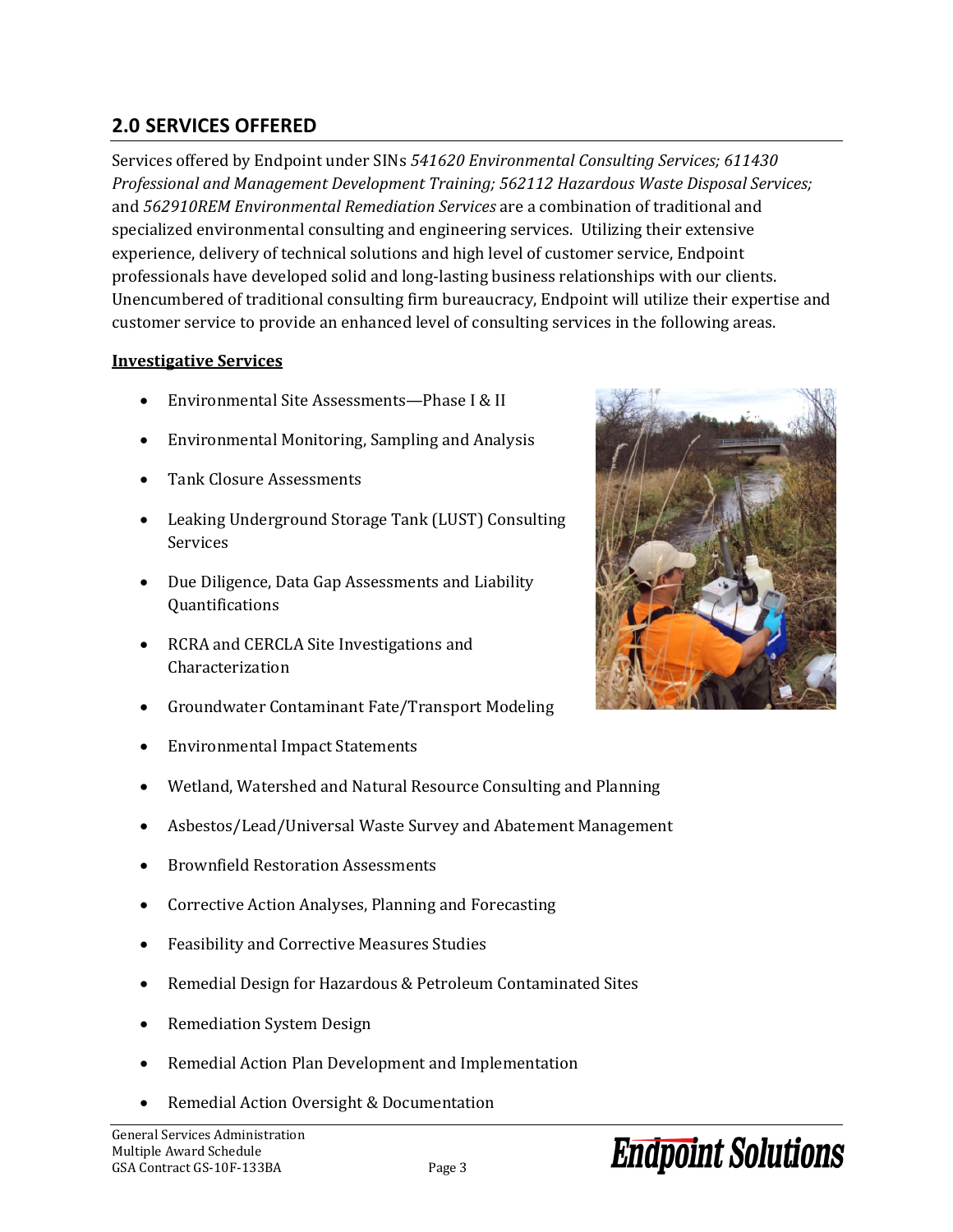## 2.0 SERVICES OFFERED

Services offered by Endpoint under SINs *541620 Environmental Consulting Services; 611430 Professional and Management Development Training; 562112 Hazardous Waste Disposal Services;* and *562910REM Environmental Remediation Services* are a combination of traditional and specialized environmental consulting and engineering services. Utilizing their extensive experience, delivery of technical solutions and high level of customer service, Endpoint professionals have developed solid and long-lasting business relationships with our clients. Unencumbered of traditional consulting firm bureaucracy, Endpoint will utilize their expertise and customer service to provide an enhanced level of consulting services in the following areas.

**Investigative Services**

- Environmental Site Assessments—Phase I & II
- Environmental Monitoring, Sampling and Analysis
- Tank Closure Assessments
- Leaking Underground Storage Tank (LUST) Consulting Services
- Due Diligence, Data Gap Assessments and Liability Quantifications
- RCRA and CERCLA Site Investigations and Characterization
- Groundwater Contaminant Fate/Transport Modeling
- Environmental Impact Statements
- Wetland, Watershed and Natural Resource Consulting and Planning
- Asbestos/Lead/Universal Waste Survey and Abatement Management
- Brownfield Restoration Assessments
- Corrective Action Analyses, Planning and Forecasting
- Feasibility and Corrective Measures Studies
- Remedial Design for Hazardous & Petroleum Contaminated Sites
- Remediation System Design
- Remedial Action Plan Development and Implementation
- Remedial Action Oversight & Documentation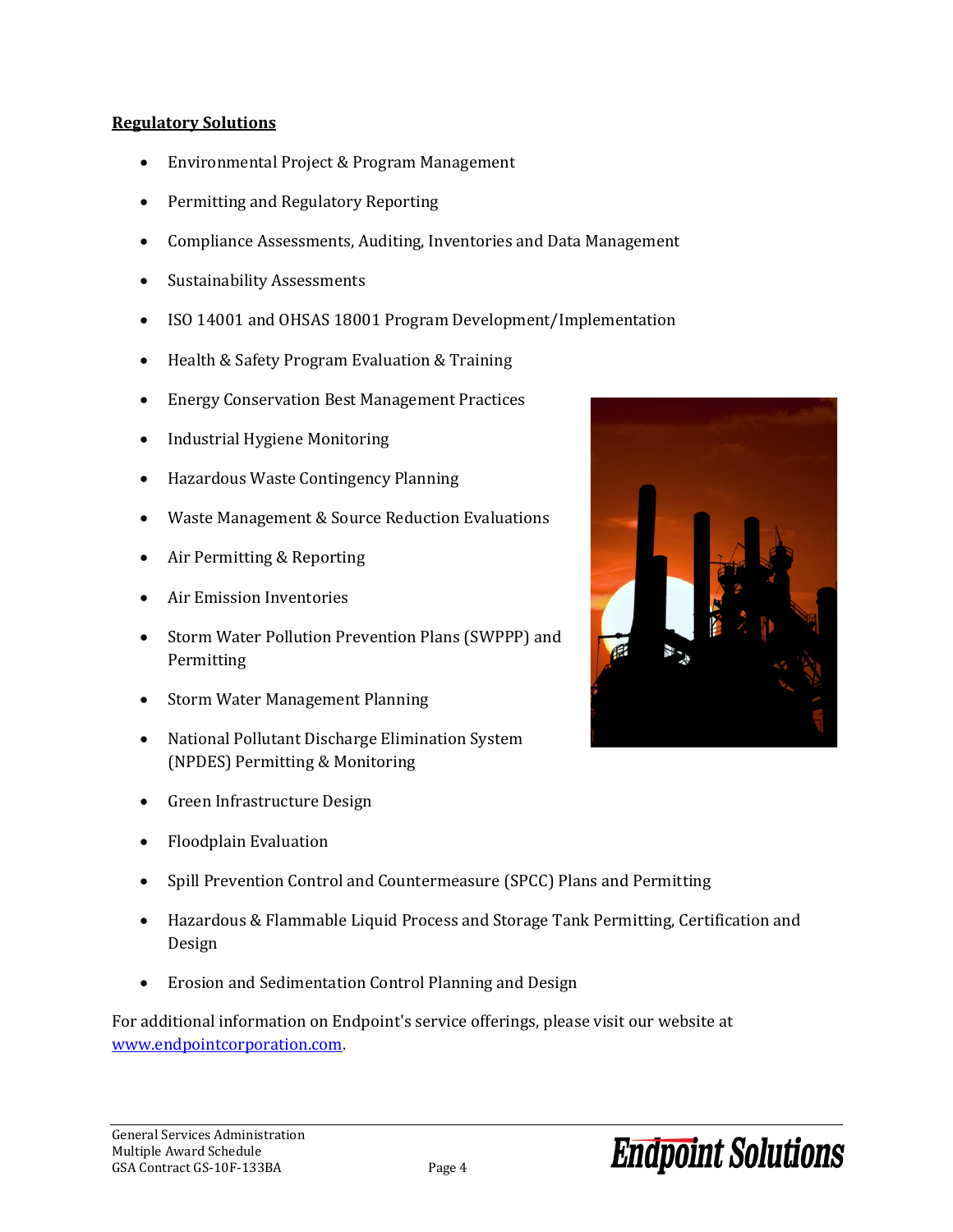**Regulatory Solutions**

- Environmental Project & Program Management
- Permitting and Regulatory Reporting
- Compliance Assessments, Auditing, Inventories and Data Management
- Sustainability Assessments
- ISO 14001 and OHSAS 18001 Program Development/Implementation
- Health & Safety Program Evaluation & Training
- Energy Conservation Best Management Practices
- Industrial Hygiene Monitoring
- Hazardous Waste Contingency Planning
- Waste Management & Source Reduction Evaluations
- Air Permitting & Reporting
- Air Emission Inventories
- Storm Water Pollution Prevention Plans (SWPPP) and Permitting
- Storm Water Management Planning
- National Pollutant Discharge Elimination System (NPDES) Permitting & Monitoring
- Green Infrastructure Design
- Floodplain Evaluation
- Spill Prevention Control and Countermeasure (SPCC) Plans and Permitting
- Hazardous & Flammable Liquid Process and Storage Tank Permitting, Certification and Design
- Erosion and Sedimentation Control Planning and Design

For additional information on Endpoint's service offerings, please visit our website at [www.endpointcorporation.com](http://www.endpointcorporation.com).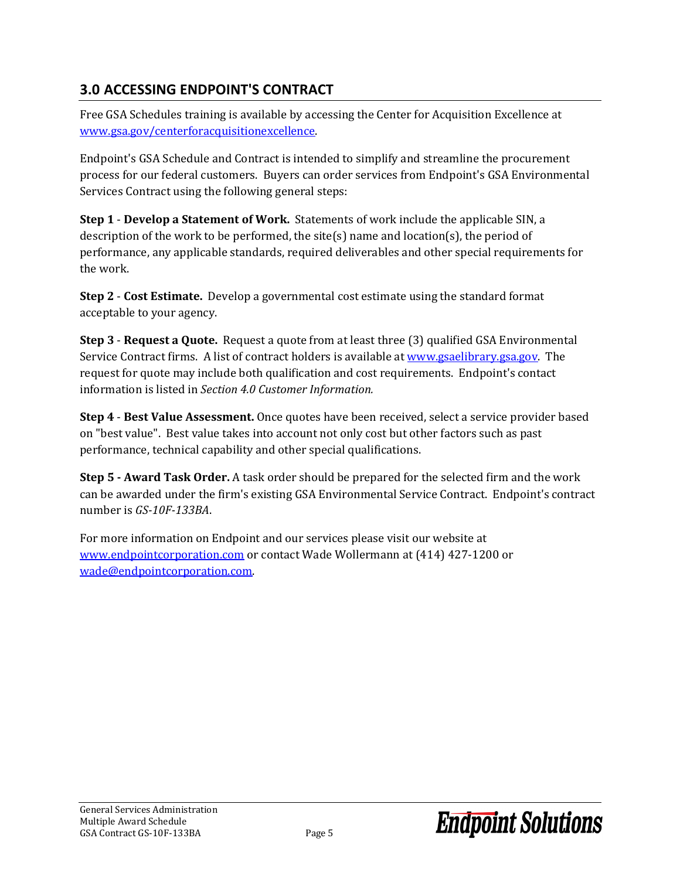## 3.0 ACCESSING ENDPOINT'S CONTRACT

Free GSA Schedules training is available by accessing the Center for Acquisition Excellence at [www.gsa.gov/centerforacquisitionexcellence](www.gsa.gov/centerforacquisitionexcellence).

Endpoint's GSA Schedule and Contract is intended to simplify and streamline the procurement process for our federal customers. Buyers can order services from Endpoint's GSA Environmental Services Contract using the following general steps:

**Step 1** - **Develop a Statement of Work.** Statements of work include the applicable SIN, a description of the work to be performed, the site(s) name and location(s), the period of performance, any applicable standards, required deliverables and other special requirements for the work.

**Step 2** - **Cost Estimate.** Develop a governmental cost estimate using the standard format acceptable to your agency.

**Step 3** - **Request a Quote.** Request a quote from at least three (3) qualified GSA Environmental Service Contract firms. A list of contract holders is available at [www.gsaelibrary.gsa.gov](www.gsaelibrary.gsa.gov). The request for quote may include both qualification and cost requirements. Endpoint's contact information is listed in *Section 4.0 Customer Information.*

**Step 4** - **Best Value Assessment.** Once quotes have been received, select a service provider based on "best value". Best value takes into account not only cost but other factors such as past performance, technical capability and other special qualifications.

**Step 5 - Award Task Order.** A task order should be prepared for the selected firm and the work can be awarded under the firm's existing GSA Environmental Service Contract. Endpoint's contract number is *GS-10F-133BA*.

For more information on Endpoint and our services please visit our website at [www.endpointcorporation.com](www.endpointcorporation.com) or contact Wade Wollermann at (414) 427-1200 or [wade@endpointcorporation.com](mailto:wade@endpointcorporation.com).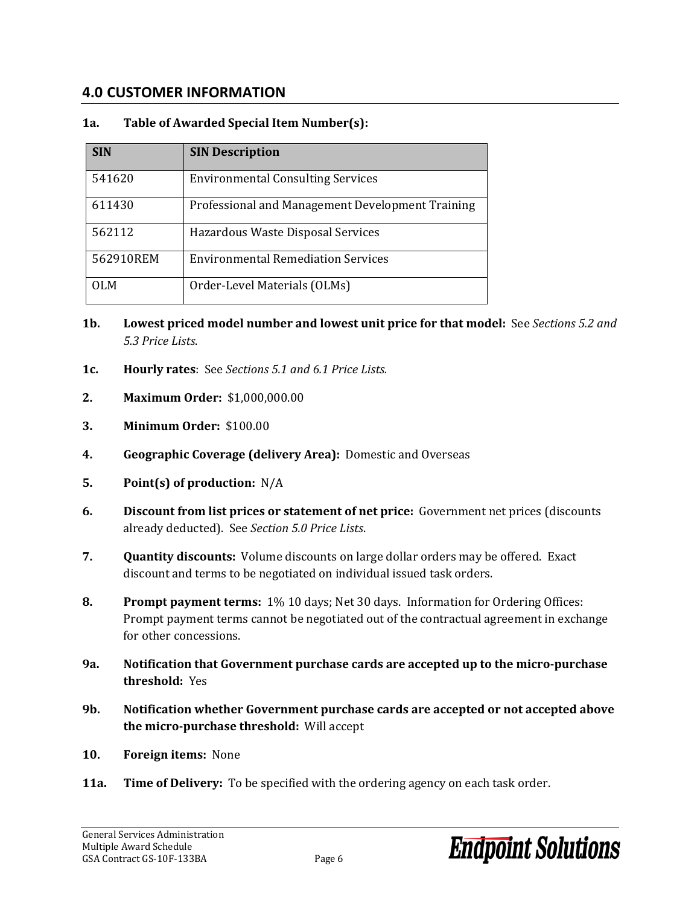## 4.0 CUSTOMER INFORMATION

**1a. Table of Awarded Special Item Number(s):**

| SIN | SIN Description |
|---|---|
| 541620 | Environmental Consulting Services |
| 611430 | Professional and Management Development Training |
| 562112 | Hazardous Waste Disposal Services |
| 562910REM | Environmental Remediation Services |
| OLM | Order-Level Materials (OLMs) |

**1b. Lowest priced model number and lowest unit price for that model:** See *Sections 5.2 and 5.3 Price Lists*.

**1c. Hourly rates**: See *Sections 5.1 and 6.1 Price Lists.*

**2. Maximum Order:** $1,000,000.00

**3. Minimum Order:** $100.00

**4. Geographic Coverage (delivery Area):** Domestic and Overseas

**5. Point(s) of production:** N/A

**6. Discount from list prices or statement of net price:** Government net prices (discounts already deducted). See *Section 5.0 Price Lists*.

**7. Quantity discounts:** Volume discounts on large dollar orders may be offered. Exact discount and terms to be negotiated on individual issued task orders.

**8. Prompt payment terms:** 1% 10 days; Net 30 days. Information for Ordering Offices: Prompt payment terms cannot be negotiated out of the contractual agreement in exchange for other concessions.

**9a. Notification that Government purchase cards are accepted up to the micro-purchase threshold:** Yes

**9b. Notification whether Government purchase cards are accepted or not accepted above the micro-purchase threshold:** Will accept

**10. Foreign items:** None

**11a. Time of Delivery:** To be specified with the ordering agency on each task order.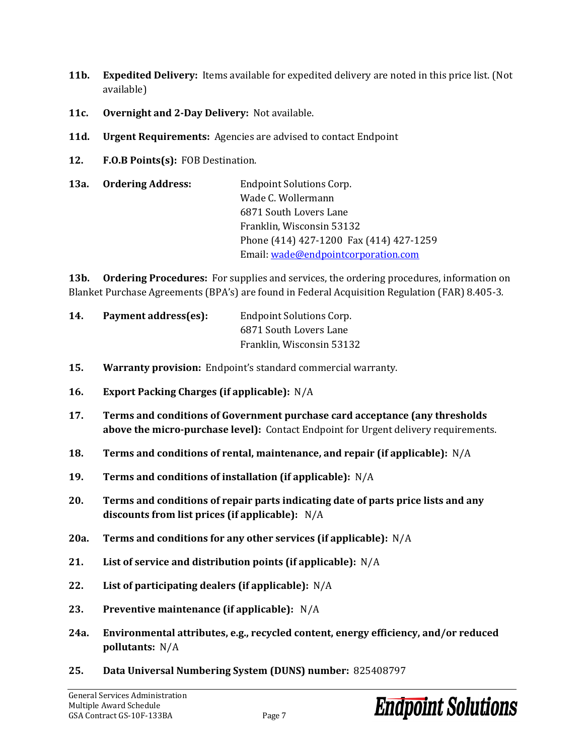**11b. Expedited Delivery:** Items available for expedited delivery are noted in this price list. (Not available)

**11c. Overnight and 2-Day Delivery:** Not available.

**11d. Urgent Requirements:** Agencies are advised to contact Endpoint

**12. F.O.B Points(s):** FOB Destination.

**13a. Ordering Address:**

Endpoint Solutions Corp.
Wade C. Wollermann
6871 South Lovers Lane
Franklin, Wisconsin 53132
Phone (414) 427-1200 Fax (414) 427-1259
Email: wade@endpointcorporation.com

**13b. Ordering Procedures:** For supplies and services, the ordering procedures, information on Blanket Purchase Agreements (BPA's) are found in Federal Acquisition Regulation (FAR) 8.405-3.

**14. Payment address(es):**

Endpoint Solutions Corp.
6871 South Lovers Lane
Franklin, Wisconsin 53132

**15. Warranty provision:** Endpoint's standard commercial warranty.

**16. Export Packing Charges (if applicable):** N/A

**17. Terms and conditions of Government purchase card acceptance (any thresholds above the micro-purchase level):** Contact Endpoint for Urgent delivery requirements.

**18. Terms and conditions of rental, maintenance, and repair (if applicable):** N/A

**19. Terms and conditions of installation (if applicable):** N/A

**20. Terms and conditions of repair parts indicating date of parts price lists and any discounts from list prices (if applicable):** N/A

**20a. Terms and conditions for any other services (if applicable):** N/A

**21. List of service and distribution points (if applicable):** N/A

**22. List of participating dealers (if applicable):** N/A

**23. Preventive maintenance (if applicable):** N/A

**24a. Environmental attributes, e.g., recycled content, energy efficiency, and/or reduced pollutants:** N/A

**25. Data Universal Numbering System (DUNS) number:** 825408797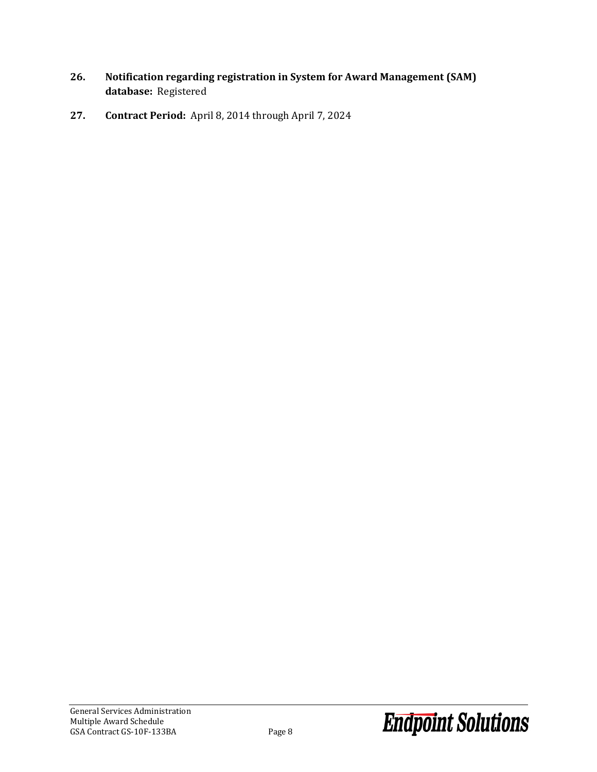26. **Notification regarding registration in System for Award Management (SAM) database:** Registered

27. **Contract Period:** April 8, 2014 through April 7, 2024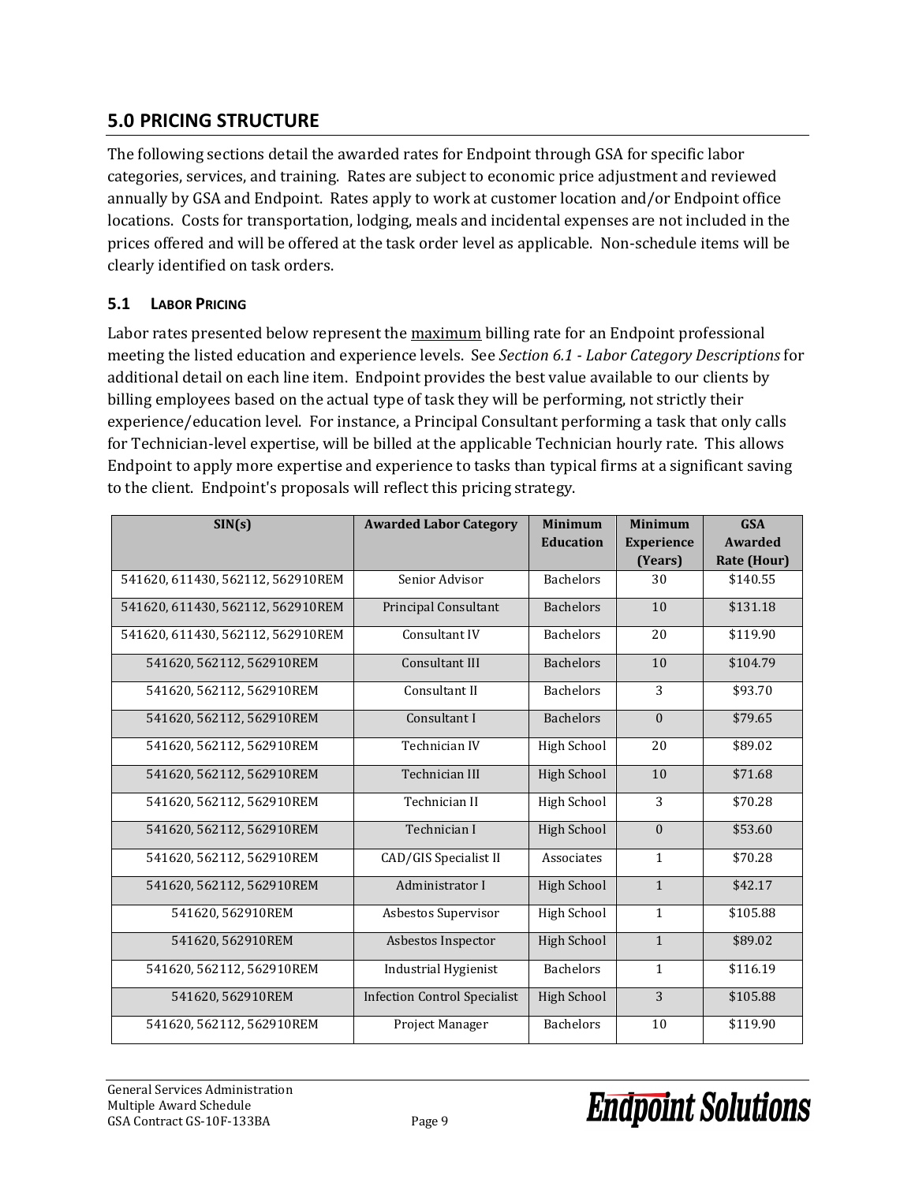## 5.0 PRICING STRUCTURE

The following sections detail the awarded rates for Endpoint through GSA for specific labor categories, services, and training. Rates are subject to economic price adjustment and reviewed annually by GSA and Endpoint. Rates apply to work at customer location and/or Endpoint office locations. Costs for transportation, lodging, meals and incidental expenses are not included in the prices offered and will be offered at the task order level as applicable. Non-schedule items will be clearly identified on task orders.

### 5.1 LABOR PRICING

Labor rates presented below represent the maximum billing rate for an Endpoint professional meeting the listed education and experience levels. See *Section 6.1 - Labor Category Descriptions* for additional detail on each line item. Endpoint provides the best value available to our clients by billing employees based on the actual type of task they will be performing, not strictly their experience/education level. For instance, a Principal Consultant performing a task that only calls for Technician-level expertise, will be billed at the applicable Technician hourly rate. This allows Endpoint to apply more expertise and experience to tasks than typical firms at a significant saving to the client. Endpoint's proposals will reflect this pricing strategy.

| SIN(s) | Awarded Labor Category | Minimum Education | Minimum Experience (Years) | GSA Awarded Rate (Hour) |
|---|---|---|---|---|
| 541620, 611430, 562112, 562910REM | Senior Advisor | Bachelors | 30 | $140.55 |
| 541620, 611430, 562112, 562910REM | Principal Consultant | Bachelors | 10 | $131.18 |
| 541620, 611430, 562112, 562910REM | Consultant IV | Bachelors | 20 | $119.90 |
| 541620, 562112, 562910REM | Consultant III | Bachelors | 10 | $104.79 |
| 541620, 562112, 562910REM | Consultant II | Bachelors | 3 | $93.70 |
| 541620, 562112, 562910REM | Consultant I | Bachelors | 0 | $79.65 |
| 541620, 562112, 562910REM | Technician IV | High School | 20 | $89.02 |
| 541620, 562112, 562910REM | Technician III | High School | 10 | $71.68 |
| 541620, 562112, 562910REM | Technician II | High School | 3 | $70.28 |
| 541620, 562112, 562910REM | Technician I | High School | 0 | $53.60 |
| 541620, 562112, 562910REM | CAD/GIS Specialist II | Associates | 1 | $70.28 |
| 541620, 562112, 562910REM | Administrator I | High School | 1 | $42.17 |
| 541620, 562910REM | Asbestos Supervisor | High School | 1 | $105.88 |
| 541620, 562910REM | Asbestos Inspector | High School | 1 | $89.02 |
| 541620, 562112, 562910REM | Industrial Hygienist | Bachelors | 1 | $116.19 |
| 541620, 562910REM | Infection Control Specialist | High School | 3 | $105.88 |
| 541620, 562112, 562910REM | Project Manager | Bachelors | 10 | $119.90 |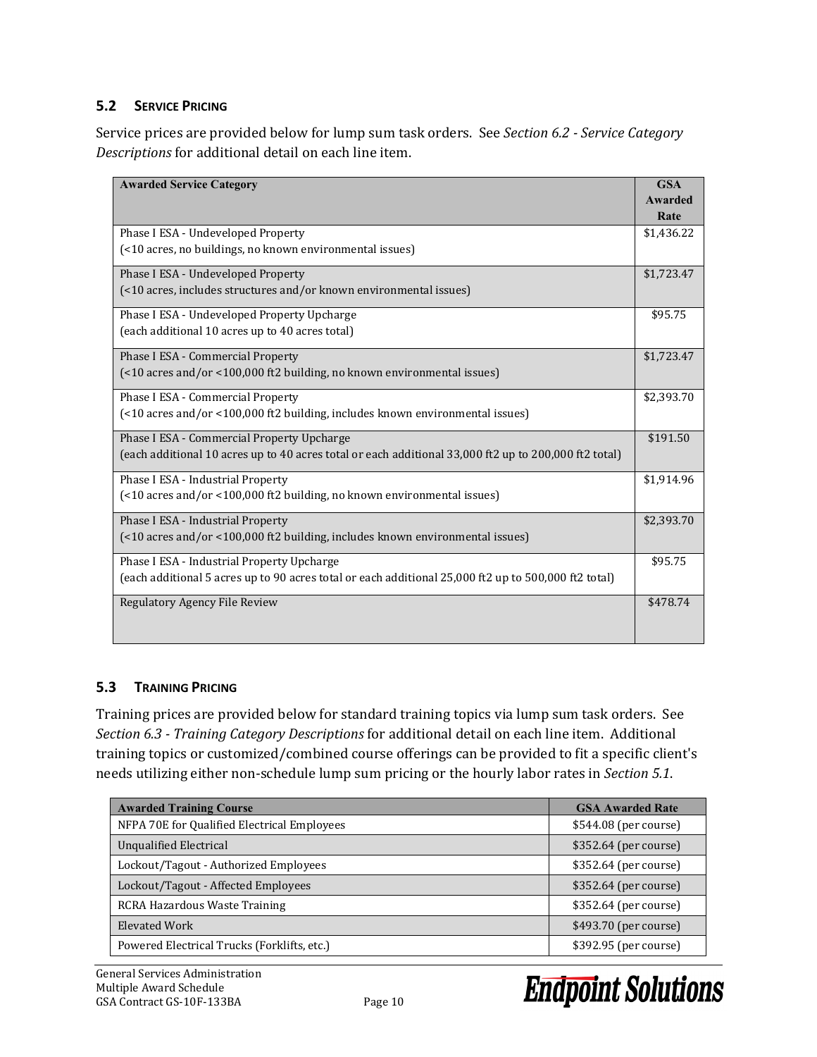## 5.2 SERVICE PRICING

Service prices are provided below for lump sum task orders. See *Section 6.2 - Service Category Descriptions* for additional detail on each line item.

| Awarded Service Category | GSA Awarded Rate |
|---|---|
| Phase I ESA - Undeveloped Property<br>(<10 acres, no buildings, no known environmental issues) | $1,436.22 |
| Phase I ESA - Undeveloped Property<br>(<10 acres, includes structures and/or known environmental issues) | $1,723.47 |
| Phase I ESA - Undeveloped Property Upcharge<br>(each additional 10 acres up to 40 acres total) | $95.75 |
| Phase I ESA - Commercial Property<br>(<10 acres and/or <100,000 ft2 building, no known environmental issues) | $1,723.47 |
| Phase I ESA - Commercial Property<br>(<10 acres and/or <100,000 ft2 building, includes known environmental issues) | $2,393.70 |
| Phase I ESA - Commercial Property Upcharge<br>(each additional 10 acres up to 40 acres total or each additional 33,000 ft2 up to 200,000 ft2 total) | $191.50 |
| Phase I ESA - Industrial Property<br>(<10 acres and/or <100,000 ft2 building, no known environmental issues) | $1,914.96 |
| Phase I ESA - Industrial Property<br>(<10 acres and/or <100,000 ft2 building, includes known environmental issues) | $2,393.70 |
| Phase I ESA - Industrial Property Upcharge<br>(each additional 5 acres up to 90 acres total or each additional 25,000 ft2 up to 500,000 ft2 total) | $95.75 |
| Regulatory Agency File Review | $478.74 |

## 5.3 TRAINING PRICING

Training prices are provided below for standard training topics via lump sum task orders. See *Section 6.3 - Training Category Descriptions* for additional detail on each line item. Additional training topics or customized/combined course offerings can be provided to fit a specific client's needs utilizing either non-schedule lump sum pricing or the hourly labor rates in *Section 5.1*.

| Awarded Training Course | GSA Awarded Rate |
|---|---|
| NFPA 70E for Qualified Electrical Employees | $544.08 (per course) |
| Unqualified Electrical | $352.64 (per course) |
| Lockout/Tagout - Authorized Employees | $352.64 (per course) |
| Lockout/Tagout - Affected Employees | $352.64 (per course) |
| RCRA Hazardous Waste Training | $352.64 (per course) |
| Elevated Work | $493.70 (per course) |
| Powered Electrical Trucks (Forklifts, etc.) | $392.95 (per course) |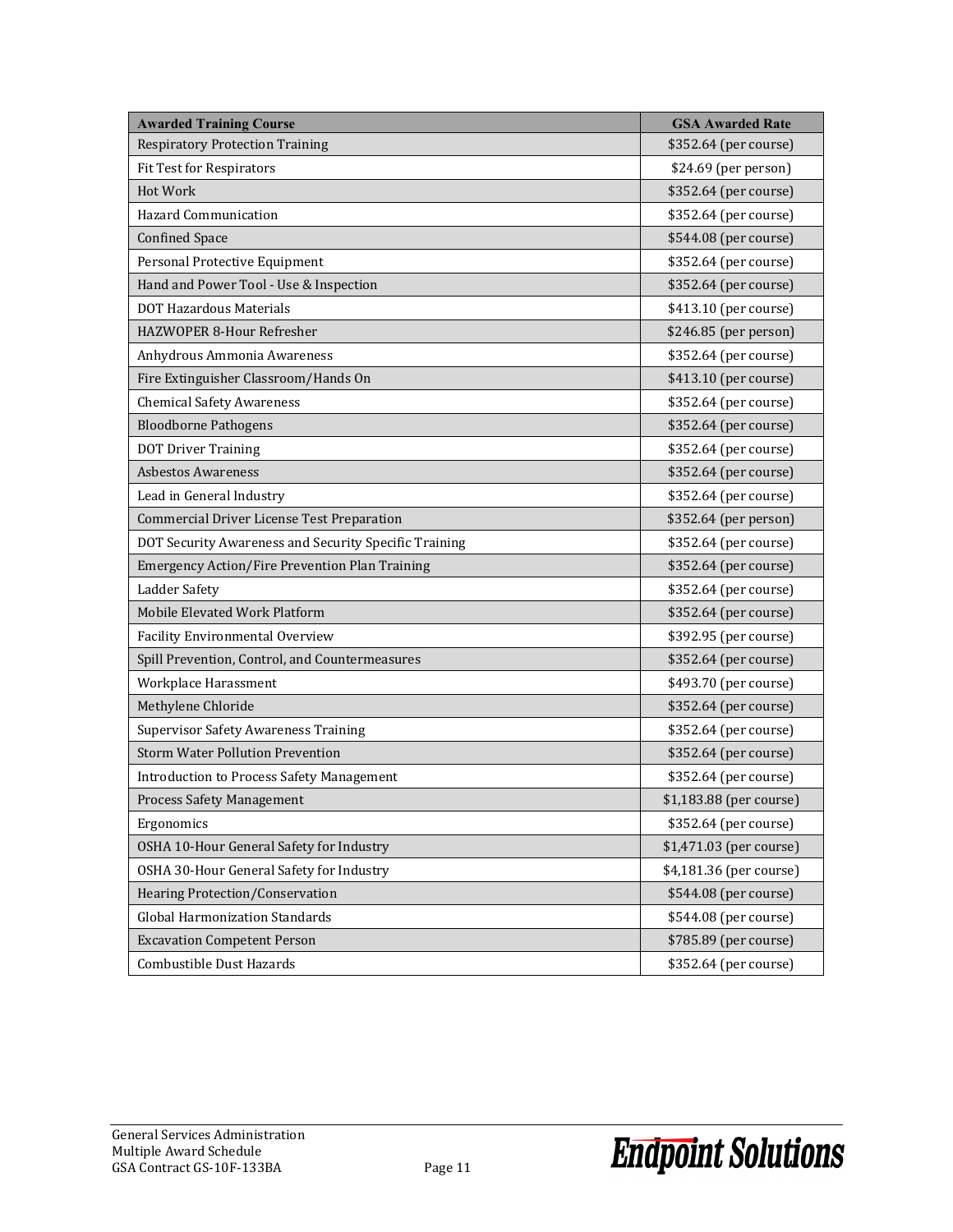| Awarded Training Course | GSA Awarded Rate |
| --- | --- |
| Respiratory Protection Training | $352.64 (per course) |
| Fit Test for Respirators | $24.69 (per person) |
| Hot Work | $352.64 (per course) |
| Hazard Communication | $352.64 (per course) |
| Confined Space | $544.08 (per course) |
| Personal Protective Equipment | $352.64 (per course) |
| Hand and Power Tool - Use & Inspection | $352.64 (per course) |
| DOT Hazardous Materials | $413.10 (per course) |
| HAZWOPER 8-Hour Refresher | $246.85 (per person) |
| Anhydrous Ammonia Awareness | $352.64 (per course) |
| Fire Extinguisher Classroom/Hands On | $413.10 (per course) |
| Chemical Safety Awareness | $352.64 (per course) |
| Bloodborne Pathogens | $352.64 (per course) |
| DOT Driver Training | $352.64 (per course) |
| Asbestos Awareness | $352.64 (per course) |
| Lead in General Industry | $352.64 (per course) |
| Commercial Driver License Test Preparation | $352.64 (per person) |
| DOT Security Awareness and Security Specific Training | $352.64 (per course) |
| Emergency Action/Fire Prevention Plan Training | $352.64 (per course) |
| Ladder Safety | $352.64 (per course) |
| Mobile Elevated Work Platform | $352.64 (per course) |
| Facility Environmental Overview | $392.95 (per course) |
| Spill Prevention, Control, and Countermeasures | $352.64 (per course) |
| Workplace Harassment | $493.70 (per course) |
| Methylene Chloride | $352.64 (per course) |
| Supervisor Safety Awareness Training | $352.64 (per course) |
| Storm Water Pollution Prevention | $352.64 (per course) |
| Introduction to Process Safety Management | $352.64 (per course) |
| Process Safety Management | $1,183.88 (per course) |
| Ergonomics | $352.64 (per course) |
| OSHA 10-Hour General Safety for Industry | $1,471.03 (per course) |
| OSHA 30-Hour General Safety for Industry | $4,181.36 (per course) |
| Hearing Protection/Conservation | $544.08 (per course) |
| Global Harmonization Standards | $544.08 (per course) |
| Excavation Competent Person | $785.89 (per course) |
| Combustible Dust Hazards | $352.64 (per course) |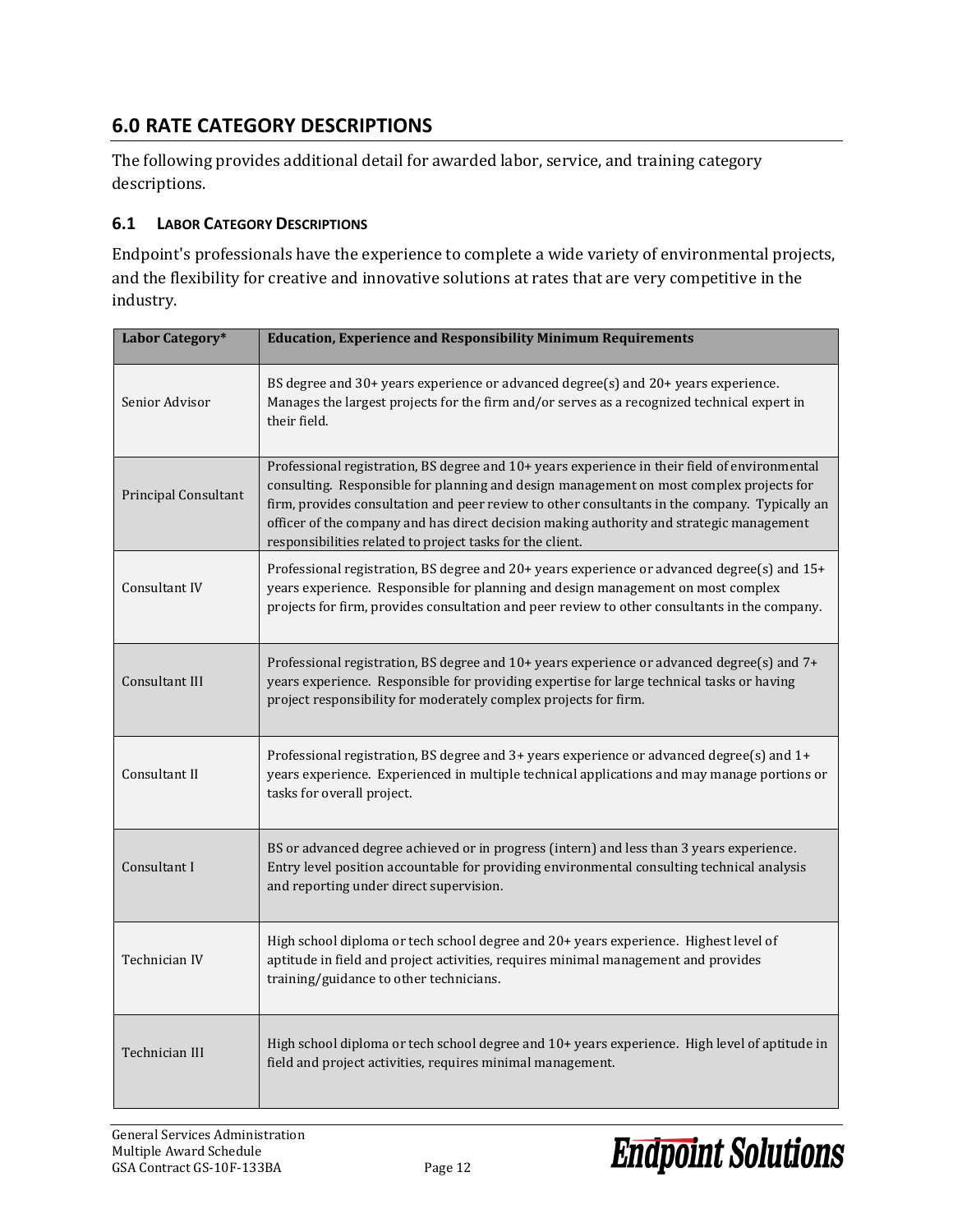## 6.0 RATE CATEGORY DESCRIPTIONS

The following provides additional detail for awarded labor, service, and training category descriptions.

### 6.1 LABOR CATEGORY DESCRIPTIONS

Endpoint's professionals have the experience to complete a wide variety of environmental projects, and the flexibility for creative and innovative solutions at rates that are very competitive in the industry.

| Labor Category* | Education, Experience and Responsibility Minimum Requirements |
|---|---|
| Senior Advisor | BS degree and 30+ years experience or advanced degree(s) and 20+ years experience. Manages the largest projects for the firm and/or serves as a recognized technical expert in their field. |
| Principal Consultant | Professional registration, BS degree and 10+ years experience in their field of environmental consulting. Responsible for planning and design management on most complex projects for firm, provides consultation and peer review to other consultants in the company. Typically an officer of the company and has direct decision making authority and strategic management responsibilities related to project tasks for the client. |
| Consultant IV | Professional registration, BS degree and 20+ years experience or advanced degree(s) and 15+ years experience. Responsible for planning and design management on most complex projects for firm, provides consultation and peer review to other consultants in the company. |
| Consultant III | Professional registration, BS degree and 10+ years experience or advanced degree(s) and 7+ years experience. Responsible for providing expertise for large technical tasks or having project responsibility for moderately complex projects for firm. |
| Consultant II | Professional registration, BS degree and 3+ years experience or advanced degree(s) and 1+ years experience. Experienced in multiple technical applications and may manage portions or tasks for overall project. |
| Consultant I | BS or advanced degree achieved or in progress (intern) and less than 3 years experience. Entry level position accountable for providing environmental consulting technical analysis and reporting under direct supervision. |
| Technician IV | High school diploma or tech school degree and 20+ years experience. Highest level of aptitude in field and project activities, requires minimal management and provides training/guidance to other technicians. |
| Technician III | High school diploma or tech school degree and 10+ years experience. High level of aptitude in field and project activities, requires minimal management. |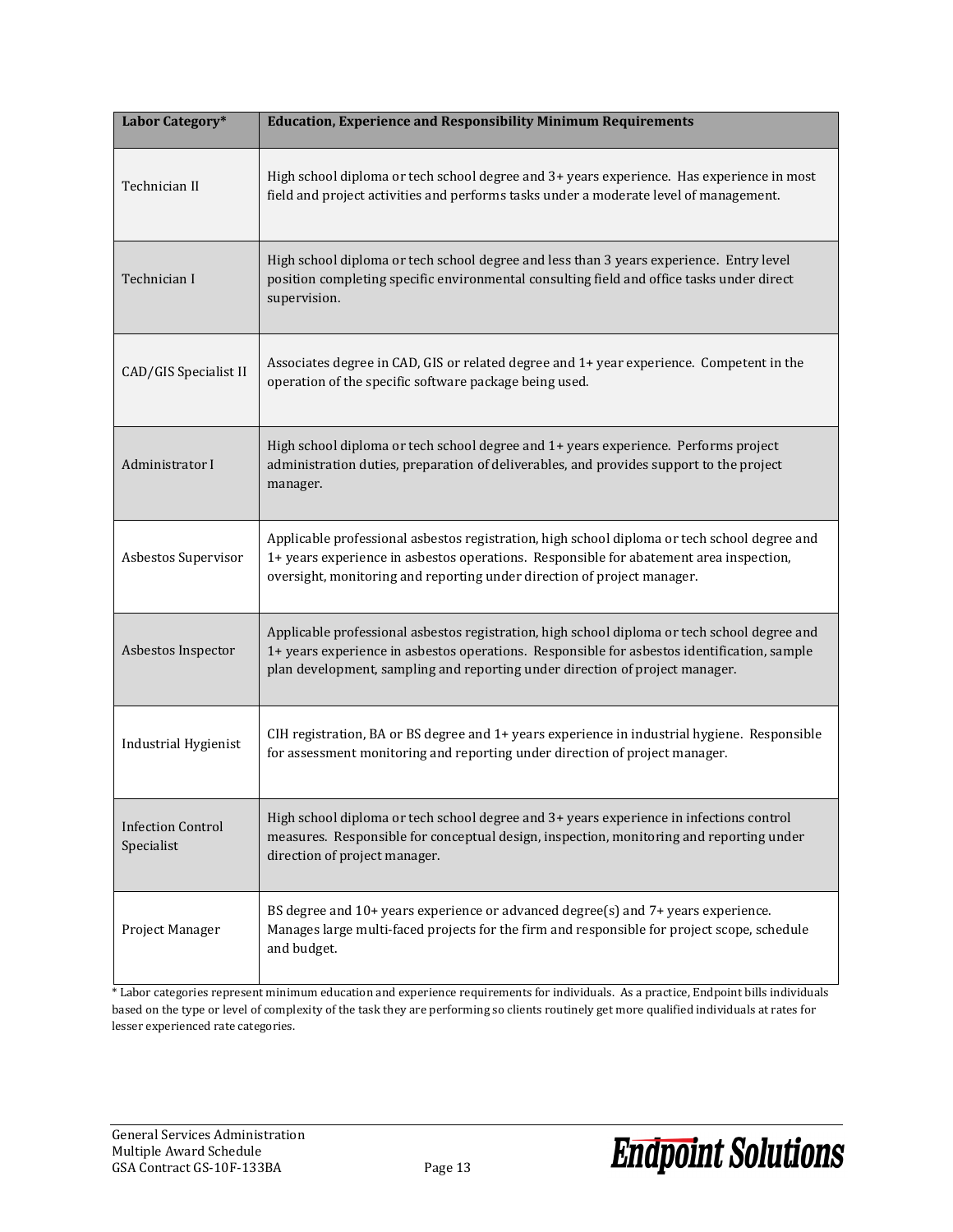| Labor Category* | Education, Experience and Responsibility Minimum Requirements |
|---|---|
| Technician II | High school diploma or tech school degree and 3+ years experience. Has experience in most field and project activities and performs tasks under a moderate level of management. |
| Technician I | High school diploma or tech school degree and less than 3 years experience. Entry level position completing specific environmental consulting field and office tasks under direct supervision. |
| CAD/GIS Specialist II | Associates degree in CAD, GIS or related degree and 1+ year experience. Competent in the operation of the specific software package being used. |
| Administrator I | High school diploma or tech school degree and 1+ years experience. Performs project administration duties, preparation of deliverables, and provides support to the project manager. |
| Asbestos Supervisor | Applicable professional asbestos registration, high school diploma or tech school degree and 1+ years experience in asbestos operations. Responsible for abatement area inspection, oversight, monitoring and reporting under direction of project manager. |
| Asbestos Inspector | Applicable professional asbestos registration, high school diploma or tech school degree and 1+ years experience in asbestos operations. Responsible for asbestos identification, sample plan development, sampling and reporting under direction of project manager. |
| Industrial Hygienist | CIH registration, BA or BS degree and 1+ years experience in industrial hygiene. Responsible for assessment monitoring and reporting under direction of project manager. |
| Infection Control Specialist | High school diploma or tech school degree and 3+ years experience in infections control measures. Responsible for conceptual design, inspection, monitoring and reporting under direction of project manager. |
| Project Manager | BS degree and 10+ years experience or advanced degree(s) and 7+ years experience. Manages large multi-faced projects for the firm and responsible for project scope, schedule and budget. |

* Labor categories represent minimum education and experience requirements for individuals. As a practice, Endpoint bills individuals based on the type or level of complexity of the task they are performing so clients routinely get more qualified individuals at rates for lesser experienced rate categories.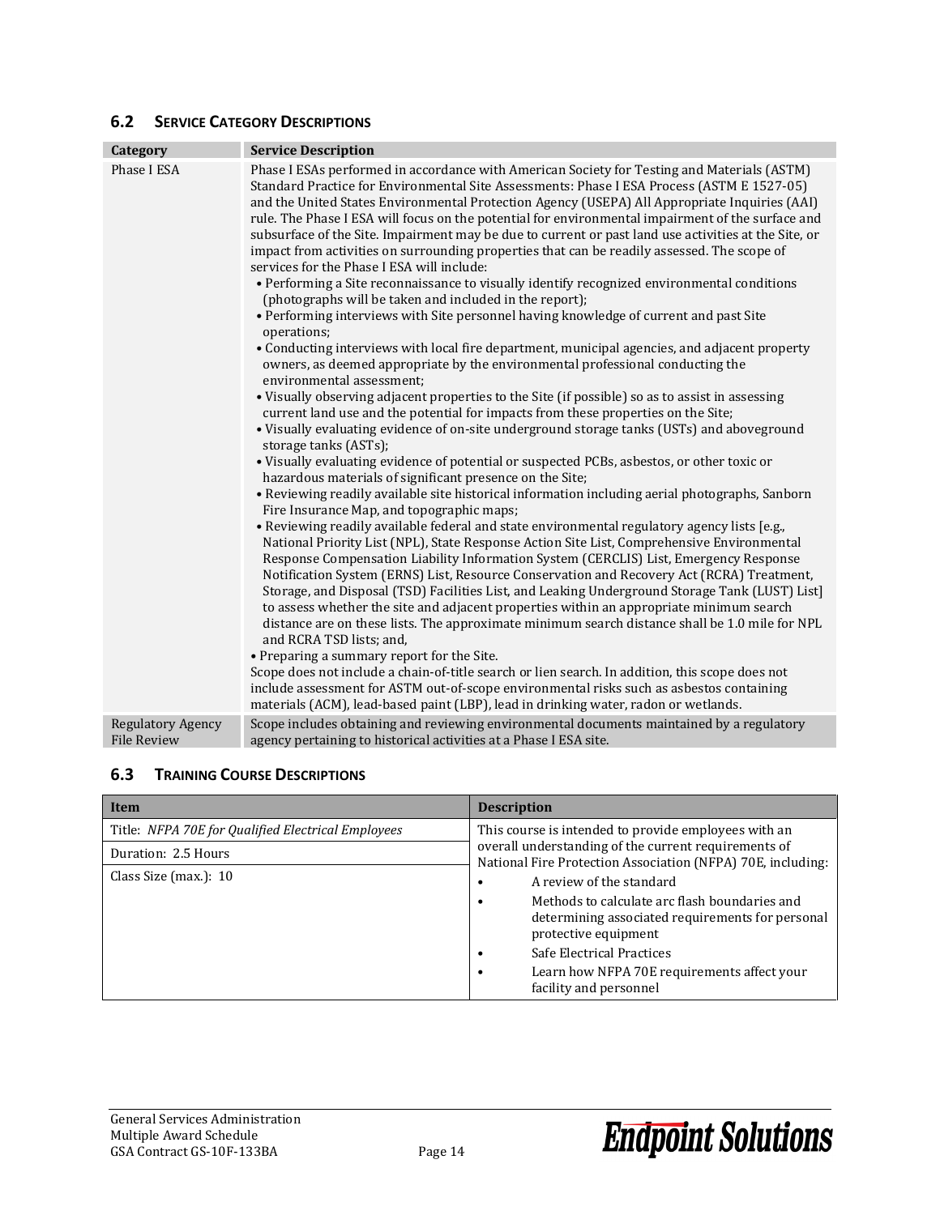## 6.2 SERVICE CATEGORY DESCRIPTIONS

| Category | Service Description |
|---|---|
| Phase I ESA | Phase I ESAs performed in accordance with American Society for Testing and Materials (ASTM) Standard Practice for Environmental Site Assessments: Phase I ESA Process (ASTM E 1527-05) and the United States Environmental Protection Agency (USEPA) All Appropriate Inquiries (AAI) rule. The Phase I ESA will focus on the potential for environmental impairment of the surface and subsurface of the Site. Impairment may be due to current or past land use activities at the Site, or impact from activities on surrounding properties that can be readily assessed. The scope of services for the Phase I ESA will include:<br>• Performing a Site reconnaissance to visually identify recognized environmental conditions (photographs will be taken and included in the report);<br>• Performing interviews with Site personnel having knowledge of current and past Site operations;<br>• Conducting interviews with local fire department, municipal agencies, and adjacent property owners, as deemed appropriate by the environmental professional conducting the environmental assessment;<br>• Visually observing adjacent properties to the Site (if possible) so as to assist in assessing current land use and the potential for impacts from these properties on the Site;<br>• Visually evaluating evidence of on-site underground storage tanks (USTs) and aboveground storage tanks (ASTs);<br>• Visually evaluating evidence of potential or suspected PCBs, asbestos, or other toxic or hazardous materials of significant presence on the Site;<br>• Reviewing readily available site historical information including aerial photographs, Sanborn Fire Insurance Map, and topographic maps;<br>• Reviewing readily available federal and state environmental regulatory agency lists [e.g., National Priority List (NPL), State Response Action Site List, Comprehensive Environmental Response Compensation Liability Information System (CERCLIS) List, Emergency Response Notification System (ERNS) List, Resource Conservation and Recovery Act (RCRA) Treatment, Storage, and Disposal (TSD) Facilities List, and Leaking Underground Storage Tank (LUST) List] to assess whether the site and adjacent properties within an appropriate minimum search distance are on these lists. The approximate minimum search distance shall be 1.0 mile for NPL and RCRA TSD lists; and,<br>• Preparing a summary report for the Site.<br>Scope does not include a chain-of-title search or lien search. In addition, this scope does not include assessment for ASTM out-of-scope environmental risks such as asbestos containing materials (ACM), lead-based paint (LBP), lead in drinking water, radon or wetlands. |
| Regulatory Agency File Review | Scope includes obtaining and reviewing environmental documents maintained by a regulatory agency pertaining to historical activities at a Phase I ESA site. |

## 6.3 TRAINING COURSE DESCRIPTIONS

| Item | Description |
|---|---|
| Title: *NFPA 70E for Qualified Electrical Employees* | This course is intended to provide employees with an overall understanding of the current requirements of National Fire Protection Association (NFPA) 70E, including:<br>• A review of the standard<br>• Methods to calculate arc flash boundaries and determining associated requirements for personal protective equipment<br>• Safe Electrical Practices<br>• Learn how NFPA 70E requirements affect your facility and personnel |
| Duration: 2.5 Hours | |
| Class Size (max.): 10 | |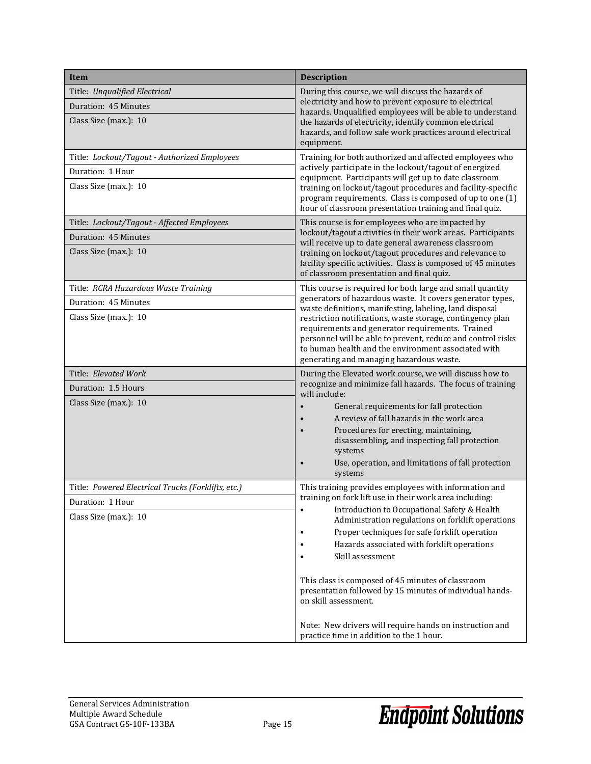| Item | Description |
| --- | --- |
| Title: *Unqualified Electrical*<br>Duration: 45 Minutes<br>Class Size (max.): 10 | During this course, we will discuss the hazards of electricity and how to prevent exposure to electrical hazards. Unqualified employees will be able to understand the hazards of electricity, identify common electrical hazards, and follow safe work practices around electrical equipment. |
| Title: *Lockout/Tagout - Authorized Employees*<br>Duration: 1 Hour<br>Class Size (max.): 10 | Training for both authorized and affected employees who actively participate in the lockout/tagout of energized equipment. Participants will get up to date classroom training on lockout/tagout procedures and facility-specific program requirements. Class is composed of up to one (1) hour of classroom presentation training and final quiz. |
| Title: *Lockout/Tagout - Affected Employees*<br>Duration: 45 Minutes<br>Class Size (max.): 10 | This course is for employees who are impacted by lockout/tagout activities in their work areas. Participants will receive up to date general awareness classroom training on lockout/tagout procedures and relevance to facility specific activities. Class is composed of 45 minutes of classroom presentation and final quiz. |
| Title: *RCRA Hazardous Waste Training*<br>Duration: 45 Minutes<br>Class Size (max.): 10 | This course is required for both large and small quantity generators of hazardous waste. It covers generator types, waste definitions, manifesting, labeling, land disposal restriction notifications, waste storage, contingency plan requirements and generator requirements. Trained personnel will be able to prevent, reduce and control risks to human health and the environment associated with generating and managing hazardous waste. |
| Title: *Elevated Work*<br>Duration: 1.5 Hours<br>Class Size (max.): 10 | During the Elevated work course, we will discuss how to recognize and minimize fall hazards. The focus of training will include:<br>• General requirements for fall protection<br>• A review of fall hazards in the work area<br>• Procedures for erecting, maintaining, disassembling, and inspecting fall protection systems<br>• Use, operation, and limitations of fall protection systems |
| Title: *Powered Electrical Trucks (Forklifts, etc.)*<br>Duration: 1 Hour<br>Class Size (max.): 10 | This training provides employees with information and training on fork lift use in their work area including:<br>• Introduction to Occupational Safety & Health Administration regulations on forklift operations<br>• Proper techniques for safe forklift operation<br>• Hazards associated with forklift operations<br>• Skill assessment<br><br>This class is composed of 45 minutes of classroom presentation followed by 15 minutes of individual hands-on skill assessment.<br><br>Note: New drivers will require hands on instruction and practice time in addition to the 1 hour. |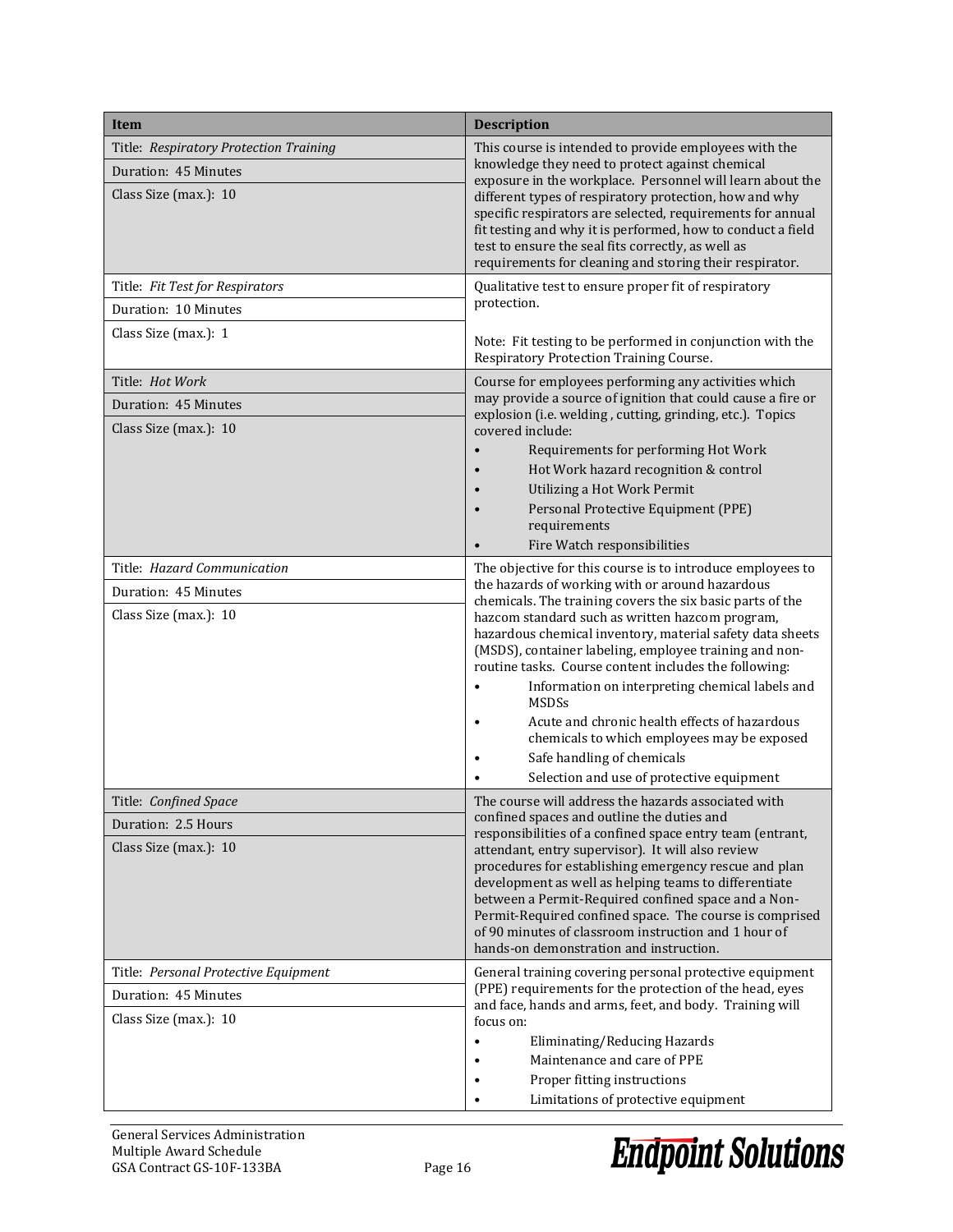| Item | Description |
|---|---|
| Title: *Respiratory Protection Training*<br>Duration: 45 Minutes<br>Class Size (max.): 10 | This course is intended to provide employees with the knowledge they need to protect against chemical exposure in the workplace. Personnel will learn about the different types of respiratory protection, how and why specific respirators are selected, requirements for annual fit testing and why it is performed, how to conduct a field test to ensure the seal fits correctly, as well as requirements for cleaning and storing their respirator. |
| Title: *Fit Test for Respirators*<br>Duration: 10 Minutes<br>Class Size (max.): 1 | Qualitative test to ensure proper fit of respiratory protection.<br><br>Note: Fit testing to be performed in conjunction with the Respiratory Protection Training Course. |
| Title: *Hot Work*<br>Duration: 45 Minutes<br>Class Size (max.): 10 | Course for employees performing any activities which may provide a source of ignition that could cause a fire or explosion (i.e. welding , cutting, grinding, etc.). Topics covered include:<br>• Requirements for performing Hot Work<br>• Hot Work hazard recognition & control<br>• Utilizing a Hot Work Permit<br>• Personal Protective Equipment (PPE) requirements<br>• Fire Watch responsibilities |
| Title: *Hazard Communication*<br>Duration: 45 Minutes<br>Class Size (max.): 10 | The objective for this course is to introduce employees to the hazards of working with or around hazardous chemicals. The training covers the six basic parts of the hazcom standard such as written hazcom program, hazardous chemical inventory, material safety data sheets (MSDS), container labeling, employee training and non-routine tasks. Course content includes the following:<br>• Information on interpreting chemical labels and MSDSs<br>• Acute and chronic health effects of hazardous chemicals to which employees may be exposed<br>• Safe handling of chemicals<br>• Selection and use of protective equipment |
| Title: *Confined Space*<br>Duration: 2.5 Hours<br>Class Size (max.): 10 | The course will address the hazards associated with confined spaces and outline the duties and responsibilities of a confined space entry team (entrant, attendant, entry supervisor). It will also review procedures for establishing emergency rescue and plan development as well as helping teams to differentiate between a Permit-Required confined space and a Non-Permit-Required confined space. The course is comprised of 90 minutes of classroom instruction and 1 hour of hands-on demonstration and instruction. |
| Title: *Personal Protective Equipment*<br>Duration: 45 Minutes<br>Class Size (max.): 10 | General training covering personal protective equipment (PPE) requirements for the protection of the head, eyes and face, hands and arms, feet, and body. Training will focus on:<br>• Eliminating/Reducing Hazards<br>• Maintenance and care of PPE<br>• Proper fitting instructions<br>• Limitations of protective equipment |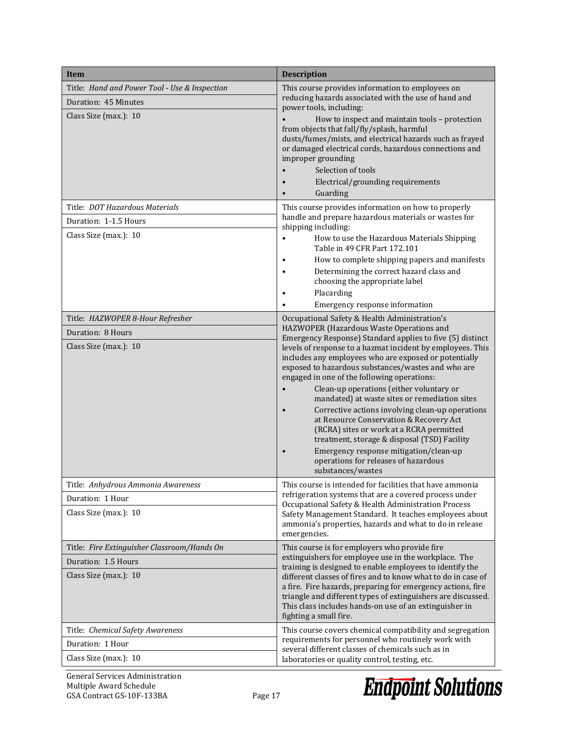| Item | Description |
|---|---|
| Title: *Hand and Power Tool - Use & Inspection*<br>Duration: 45 Minutes<br>Class Size (max.): 10 | This course provides information to employees on reducing hazards associated with the use of hand and power tools, including:<br>• How to inspect and maintain tools – protection from objects that fall/fly/splash, harmful dusts/fumes/mists, and electrical hazards such as frayed or damaged electrical cords, hazardous connections and improper grounding<br>• Selection of tools<br>• Electrical/grounding requirements<br>• Guarding |
| Title: *DOT Hazardous Materials*<br>Duration: 1-1.5 Hours<br>Class Size (max.): 10 | This course provides information on how to properly handle and prepare hazardous materials or wastes for shipping including:<br>• How to use the Hazardous Materials Shipping Table in 49 CFR Part 172.101<br>• How to complete shipping papers and manifests<br>• Determining the correct hazard class and choosing the appropriate label<br>• Placarding<br>• Emergency response information |
| Title: *HAZWOPER 8-Hour Refresher*<br>Duration: 8 Hours<br>Class Size (max.): 10 | Occupational Safety & Health Administration's HAZWOPER (Hazardous Waste Operations and Emergency Response) Standard applies to five (5) distinct levels of response to a hazmat incident by employees. This includes any employees who are exposed or potentially exposed to hazardous substances/wastes and who are engaged in one of the following operations:<br>• Clean-up operations (either voluntary or mandated) at waste sites or remediation sites<br>• Corrective actions involving clean-up operations at Resource Conservation & Recovery Act (RCRA) sites or work at a RCRA permitted treatment, storage & disposal (TSD) Facility<br>• Emergency response mitigation/clean-up operations for releases of hazardous substances/wastes |
| Title: *Anhydrous Ammonia Awareness*<br>Duration: 1 Hour<br>Class Size (max.): 10 | This course is intended for facilities that have ammonia refrigeration systems that are a covered process under Occupational Safety & Health Administration Process Safety Management Standard. It teaches employees about ammonia's properties, hazards and what to do in release emergencies. |
| Title: *Fire Extinguisher Classroom/Hands On*<br>Duration: 1.5 Hours<br>Class Size (max.): 10 | This course is for employers who provide fire extinguishers for employee use in the workplace. The training is designed to enable employees to identify the different classes of fires and to know what to do in case of a fire. Fire hazards, preparing for emergency actions, fire triangle and different types of extinguishers are discussed. This class includes hands-on use of an extinguisher in fighting a small fire. |
| Title: *Chemical Safety Awareness*<br>Duration: 1 Hour<br>Class Size (max.): 10 | This course covers chemical compatibility and segregation requirements for personnel who routinely work with several different classes of chemicals such as in laboratories or quality control, testing, etc. |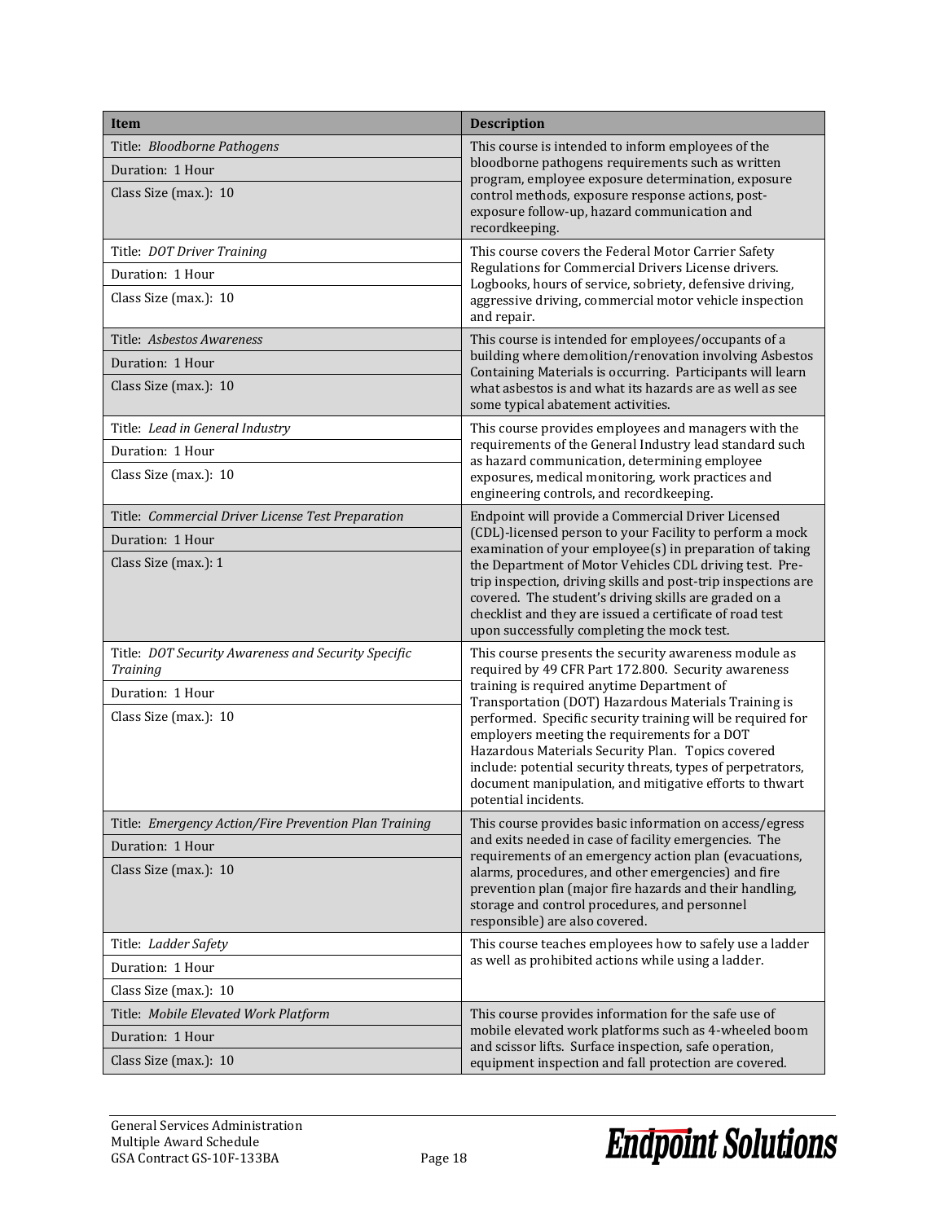| Item | Description |
|---|---|
| Title: *Bloodborne Pathogens*<br>Duration: 1 Hour<br>Class Size (max.): 10 | This course is intended to inform employees of the bloodborne pathogens requirements such as written program, employee exposure determination, exposure control methods, exposure response actions, post-exposure follow-up, hazard communication and recordkeeping. |
| Title: *DOT Driver Training*<br>Duration: 1 Hour<br>Class Size (max.): 10 | This course covers the Federal Motor Carrier Safety Regulations for Commercial Drivers License drivers. Logbooks, hours of service, sobriety, defensive driving, aggressive driving, commercial motor vehicle inspection and repair. |
| Title: *Asbestos Awareness*<br>Duration: 1 Hour<br>Class Size (max.): 10 | This course is intended for employees/occupants of a building where demolition/renovation involving Asbestos Containing Materials is occurring. Participants will learn what asbestos is and what its hazards are as well as see some typical abatement activities. |
| Title: *Lead in General Industry*<br>Duration: 1 Hour<br>Class Size (max.): 10 | This course provides employees and managers with the requirements of the General Industry lead standard such as hazard communication, determining employee exposures, medical monitoring, work practices and engineering controls, and recordkeeping. |
| Title: *Commercial Driver License Test Preparation*<br>Duration: 1 Hour<br>Class Size (max.): 1 | Endpoint will provide a Commercial Driver Licensed (CDL)-licensed person to your Facility to perform a mock examination of your employee(s) in preparation of taking the Department of Motor Vehicles CDL driving test. Pre-trip inspection, driving skills and post-trip inspections are covered. The student's driving skills are graded on a checklist and they are issued a certificate of road test upon successfully completing the mock test. |
| Title: *DOT Security Awareness and Security Specific Training*<br>Duration: 1 Hour<br>Class Size (max.): 10 | This course presents the security awareness module as required by 49 CFR Part 172.800. Security awareness training is required anytime Department of Transportation (DOT) Hazardous Materials Training is performed. Specific security training will be required for employers meeting the requirements for a DOT Hazardous Materials Security Plan. Topics covered include: potential security threats, types of perpetrators, document manipulation, and mitigative efforts to thwart potential incidents. |
| Title: *Emergency Action/Fire Prevention Plan Training*<br>Duration: 1 Hour<br>Class Size (max.): 10 | This course provides basic information on access/egress and exits needed in case of facility emergencies. The requirements of an emergency action plan (evacuations, alarms, procedures, and other emergencies) and fire prevention plan (major fire hazards and their handling, storage and control procedures, and personnel responsible) are also covered. |
| Title: *Ladder Safety*<br>Duration: 1 Hour<br>Class Size (max.): 10 | This course teaches employees how to safely use a ladder as well as prohibited actions while using a ladder. |
| Title: *Mobile Elevated Work Platform*<br>Duration: 1 Hour<br>Class Size (max.): 10 | This course provides information for the safe use of mobile elevated work platforms such as 4-wheeled boom and scissor lifts. Surface inspection, safe operation, equipment inspection and fall protection are covered. |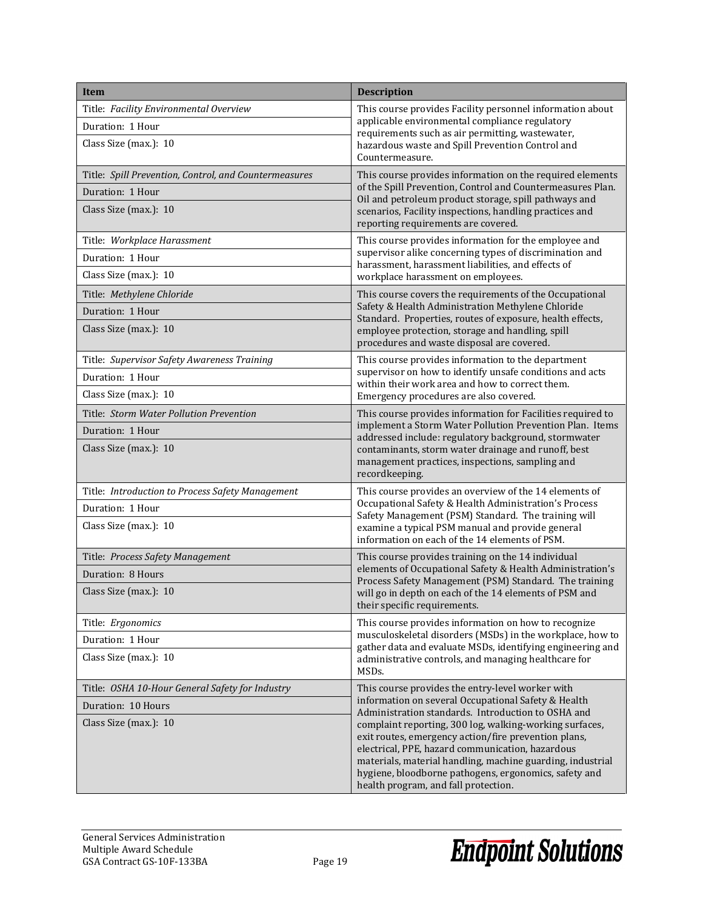| Item | Description |
|---|---|
| Title: *Facility Environmental Overview*<br>Duration: 1 Hour<br>Class Size (max.): 10 | This course provides Facility personnel information about applicable environmental compliance regulatory requirements such as air permitting, wastewater, hazardous waste and Spill Prevention Control and Countermeasure. |
| Title: *Spill Prevention, Control, and Countermeasures*<br>Duration: 1 Hour<br>Class Size (max.): 10 | This course provides information on the required elements of the Spill Prevention, Control and Countermeasures Plan. Oil and petroleum product storage, spill pathways and scenarios, Facility inspections, handling practices and reporting requirements are covered. |
| Title: *Workplace Harassment*<br>Duration: 1 Hour<br>Class Size (max.): 10 | This course provides information for the employee and supervisor alike concerning types of discrimination and harassment, harassment liabilities, and effects of workplace harassment on employees. |
| Title: *Methylene Chloride*<br>Duration: 1 Hour<br>Class Size (max.): 10 | This course covers the requirements of the Occupational Safety & Health Administration Methylene Chloride Standard. Properties, routes of exposure, health effects, employee protection, storage and handling, spill procedures and waste disposal are covered. |
| Title: *Supervisor Safety Awareness Training*<br>Duration: 1 Hour<br>Class Size (max.): 10 | This course provides information to the department supervisor on how to identify unsafe conditions and acts within their work area and how to correct them. Emergency procedures are also covered. |
| Title: *Storm Water Pollution Prevention*<br>Duration: 1 Hour<br>Class Size (max.): 10 | This course provides information for Facilities required to implement a Storm Water Pollution Prevention Plan. Items addressed include: regulatory background, stormwater contaminants, storm water drainage and runoff, best management practices, inspections, sampling and recordkeeping. |
| Title: *Introduction to Process Safety Management*<br>Duration: 1 Hour<br>Class Size (max.): 10 | This course provides an overview of the 14 elements of Occupational Safety & Health Administration's Process Safety Management (PSM) Standard. The training will examine a typical PSM manual and provide general information on each of the 14 elements of PSM. |
| Title: *Process Safety Management*<br>Duration: 8 Hours<br>Class Size (max.): 10 | This course provides training on the 14 individual elements of Occupational Safety & Health Administration's Process Safety Management (PSM) Standard. The training will go in depth on each of the 14 elements of PSM and their specific requirements. |
| Title: *Ergonomics*<br>Duration: 1 Hour<br>Class Size (max.): 10 | This course provides information on how to recognize musculoskeletal disorders (MSDs) in the workplace, how to gather data and evaluate MSDs, identifying engineering and administrative controls, and managing healthcare for MSDs. |
| Title: *OSHA 10-Hour General Safety for Industry*<br>Duration: 10 Hours<br>Class Size (max.): 10 | This course provides the entry-level worker with information on several Occupational Safety & Health Administration standards. Introduction to OSHA and complaint reporting, 300 log, walking-working surfaces, exit routes, emergency action/fire prevention plans, electrical, PPE, hazard communication, hazardous materials, material handling, machine guarding, industrial hygiene, bloodborne pathogens, ergonomics, safety and health program, and fall protection. |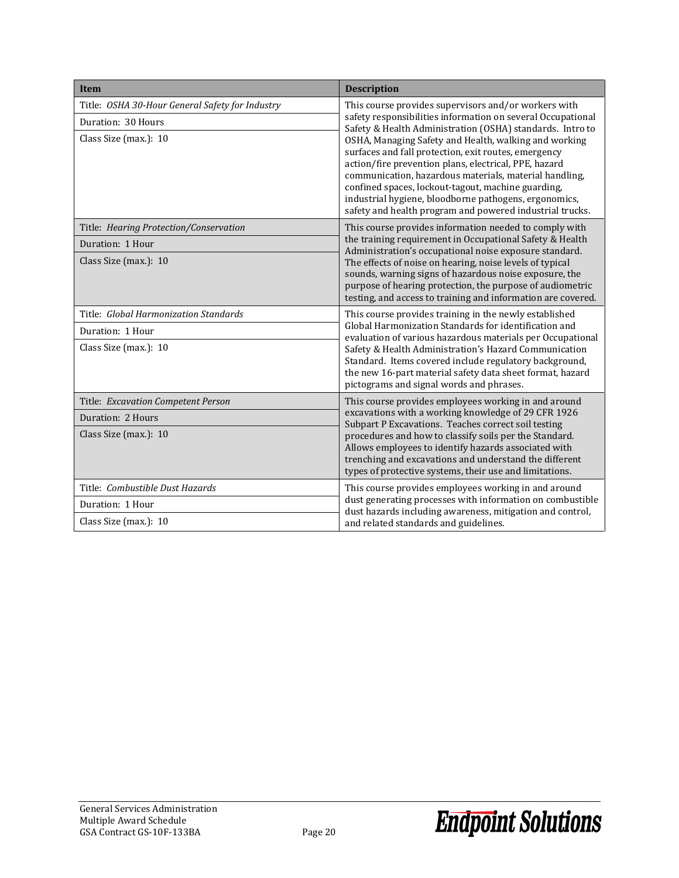| Item | Description |
|---|---|
| Title: *OSHA 30-Hour General Safety for Industry*<br>Duration: 30 Hours<br>Class Size (max.): 10 | This course provides supervisors and/or workers with safety responsibilities information on several Occupational Safety & Health Administration (OSHA) standards. Intro to OSHA, Managing Safety and Health, walking and working surfaces and fall protection, exit routes, emergency action/fire prevention plans, electrical, PPE, hazard communication, hazardous materials, material handling, confined spaces, lockout-tagout, machine guarding, industrial hygiene, bloodborne pathogens, ergonomics, safety and health program and powered industrial trucks. |
| Title: *Hearing Protection/Conservation*<br>Duration: 1 Hour<br>Class Size (max.): 10 | This course provides information needed to comply with the training requirement in Occupational Safety & Health Administration's occupational noise exposure standard. The effects of noise on hearing, noise levels of typical sounds, warning signs of hazardous noise exposure, the purpose of hearing protection, the purpose of audiometric testing, and access to training and information are covered. |
| Title: *Global Harmonization Standards*<br>Duration: 1 Hour<br>Class Size (max.): 10 | This course provides training in the newly established Global Harmonization Standards for identification and evaluation of various hazardous materials per Occupational Safety & Health Administration's Hazard Communication Standard. Items covered include regulatory background, the new 16-part material safety data sheet format, hazard pictograms and signal words and phrases. |
| Title: *Excavation Competent Person*<br>Duration: 2 Hours<br>Class Size (max.): 10 | This course provides employees working in and around excavations with a working knowledge of 29 CFR 1926 Subpart P Excavations. Teaches correct soil testing procedures and how to classify soils per the Standard. Allows employees to identify hazards associated with trenching and excavations and understand the different types of protective systems, their use and limitations. |
| Title: *Combustible Dust Hazards*<br>Duration: 1 Hour<br>Class Size (max.): 10 | This course provides employees working in and around dust generating processes with information on combustible dust hazards including awareness, mitigation and control, and related standards and guidelines. |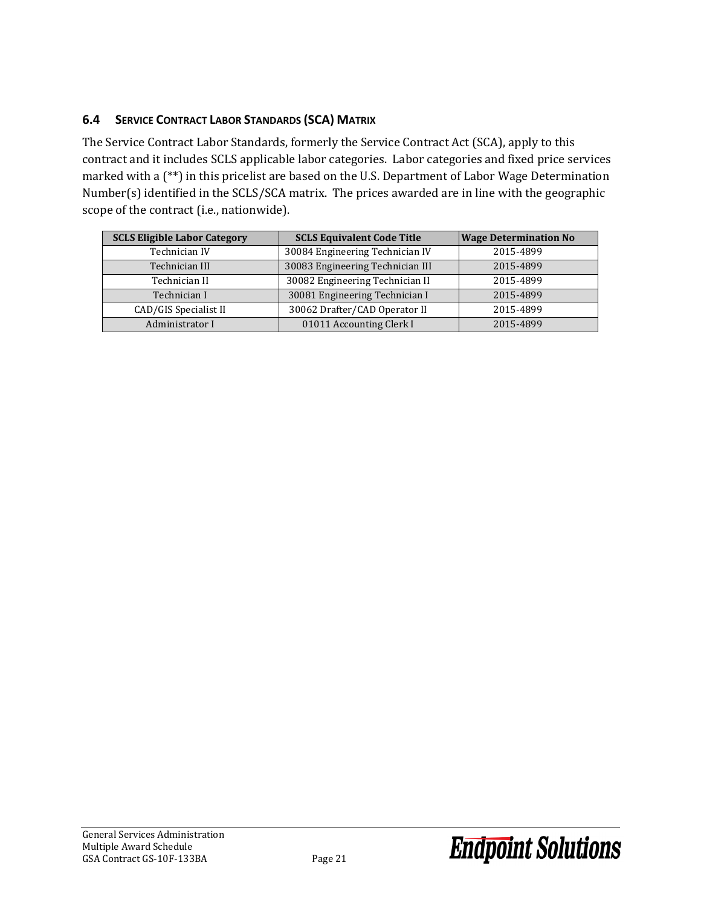### 6.4 SERVICE CONTRACT LABOR STANDARDS (SCA) MATRIX

The Service Contract Labor Standards, formerly the Service Contract Act (SCA), apply to this contract and it includes SCLS applicable labor categories. Labor categories and fixed price services marked with a (**) in this pricelist are based on the U.S. Department of Labor Wage Determination Number(s) identified in the SCLS/SCA matrix. The prices awarded are in line with the geographic scope of the contract (i.e., nationwide).

| SCLS Eligible Labor Category | SCLS Equivalent Code Title | Wage Determination No |
|---|---|---|
| Technician IV | 30084 Engineering Technician IV | 2015-4899 |
| Technician III | 30083 Engineering Technician III | 2015-4899 |
| Technician II | 30082 Engineering Technician II | 2015-4899 |
| Technician I | 30081 Engineering Technician I | 2015-4899 |
| CAD/GIS Specialist II | 30062 Drafter/CAD Operator II | 2015-4899 |
| Administrator I | 01011 Accounting Clerk I | 2015-4899 |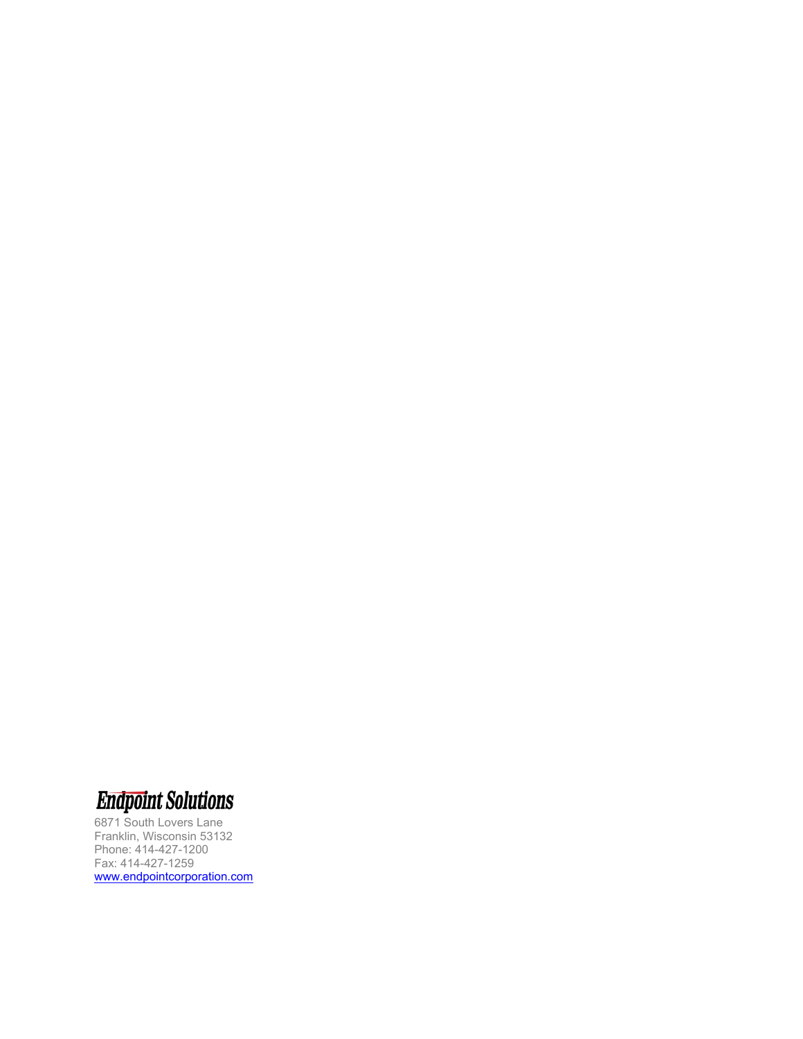**Endpoint Solutions**

6871 South Lovers Lane
Franklin, Wisconsin 53132
Phone: 414-427-1200
Fax: 414-427-1259
www.endpointcorporation.com